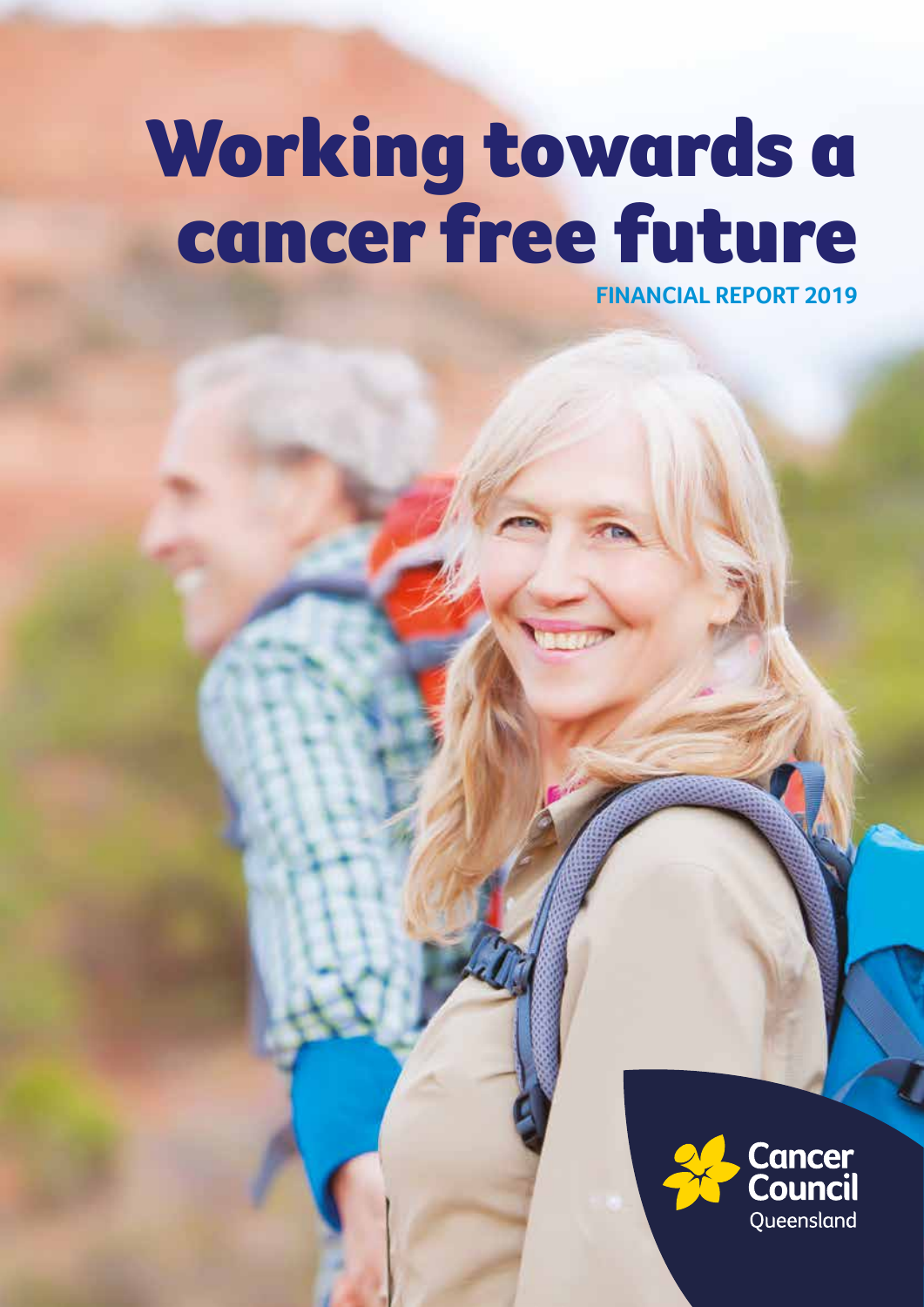# Working towards a cancer free future

**FINANCIAL REPORT 2019**

Cancer Council Queensland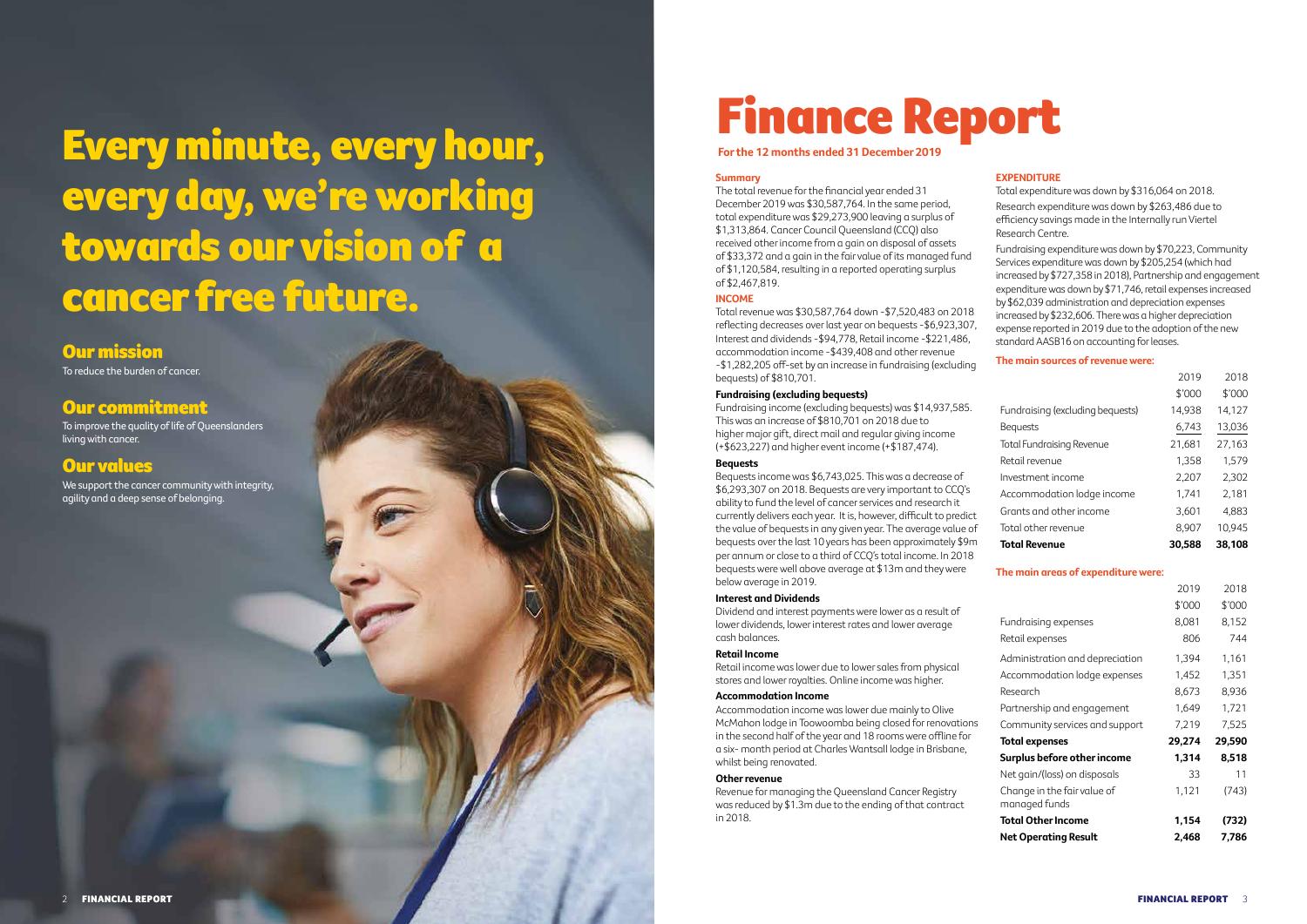# Every minute, every hour, every day, we're working towards our vision of a cancer free future.

## Our mission

To reduce the burden of cancer.

## Our commitment

To improve the quality of life of Queenslanders living with cancer.

## Our values

We support the cancer community with integrity, agility and a deep sense of belonging.

# Finance Report

**For the 12 months ended 31 December 2019**

### Summary

The total revenue for the financial year ended 31 December 2019 was $30,587,764. In the same period, total expenditure was $29,273,900 leaving a surplus of $1,313,864. Cancer Council Queensland (CCQ) also received other income from a gain on disposal of assets of $33,372 and a gain in the fair value of its managed fund of $1,120,584, resulting in a reported operating surplus of $2,467,819.

### INCOME

Total revenue was $30,587,764 down -$7,520,483 on 2018 reflecting decreases over last year on bequests -$6,923,307, Interest and dividends -$94,778, Retail income -$221,486, accommodation income -$439,408 and other revenue -$1,282,205 off-set by an increase in fundraising (excluding bequests) of $810,701.

#### Fundraising (excluding bequests)

Fundraising income (excluding bequests) was $14,937,585. This was an increase of $810,701 on 2018 due to higher major gift, direct mail and regular giving income (+$623,227) and higher event income (+$187,474).

#### Bequests

Bequests income was $6,743,025. This was a decrease of $6,293,307 on 2018. Bequests are very important to CCQ's ability to fund the level of cancer services and research it currently delivers each year. It is, however, difficult to predict the value of bequests in any given year. The average value of bequests over the last 10 years has been approximately $9m per annum or close to a third of CCQ's total income. In 2018 bequests were well above average at $13m and they were below average in 2019.

#### Interest and Dividends

Dividend and interest payments were lower as a result of lower dividends, lower interest rates and lower average cash balances.

#### Retail Income

Retail income was lower due to lower sales from physical stores and lower royalties. Online income was higher.

#### Accommodation Income

Accommodation income was lower due mainly to Olive McMahon lodge in Toowoomba being closed for renovations in the second half of the year and 18 rooms were offline for a six- month period at Charles Wantsall lodge in Brisbane, whilst being renovated.

#### Other revenue

Revenue for managing the Queensland Cancer Registry was reduced by $1.3m due to the ending of that contract in 2018.

### EXPENDITURE

Total expenditure was down by $316,064 on 2018.

Research expenditure was down by $263,486 due to efficiency savings made in the Internally run Viertel Research Centre.

Fundraising expenditure was down by $70,223, Community Services expenditure was down by $205,254 (which had increased by $727,358 in 2018), Partnership and engagement expenditure was down by $71,746, retail expenses increased by $62,039 administration and depreciation expenses increased by $232,606. There was a higher depreciation expense reported in 2019 due to the adoption of the new standard AASB16 on accounting for leases.

#### The main sources of revenue were:

| | 2019 | 2018 |
|---|---|---|
| | $'000 | $'000 |
| Fundraising (excluding bequests) | 14,938 | 14,127 |
| Bequests | 6,743 | 13,036 |
| Total Fundraising Revenue | 21,681 | 27,163 |
| Retail revenue | 1,358 | 1,579 |
| Investment income | 2,207 | 2,302 |
| Accommodation lodge income | 1,741 | 2,181 |
| Grants and other income | 3,601 | 4,883 |
| Total other revenue | 8,907 | 10,945 |
| **Total Revenue** | **30,588** | **38,108** |

#### The main areas of expenditure were:

| | 2019 | 2018 |
|---|---|---|
| | $'000 | $'000 |
| Fundraising expenses | 8,081 | 8,152 |
| Retail expenses | 806 | 744 |
| Administration and depreciation | 1,394 | 1,161 |
| Accommodation lodge expenses | 1,452 | 1,351 |
| Research | 8,673 | 8,936 |
| Partnership and engagement | 1,649 | 1,721 |
| Community services and support | 7,219 | 7,525 |
| **Total expenses** | **29,274** | **29,590** |
| **Surplus before other income** | **1,314** | **8,518** |
| Net gain/(loss) on disposals | 33 | 11 |
| Change in the fair value of managed funds | 1,121 | (743) |
| **Total Other Income** | **1,154** | **(732)** |
| **Net Operating Result** | **2,468** | **7,786** |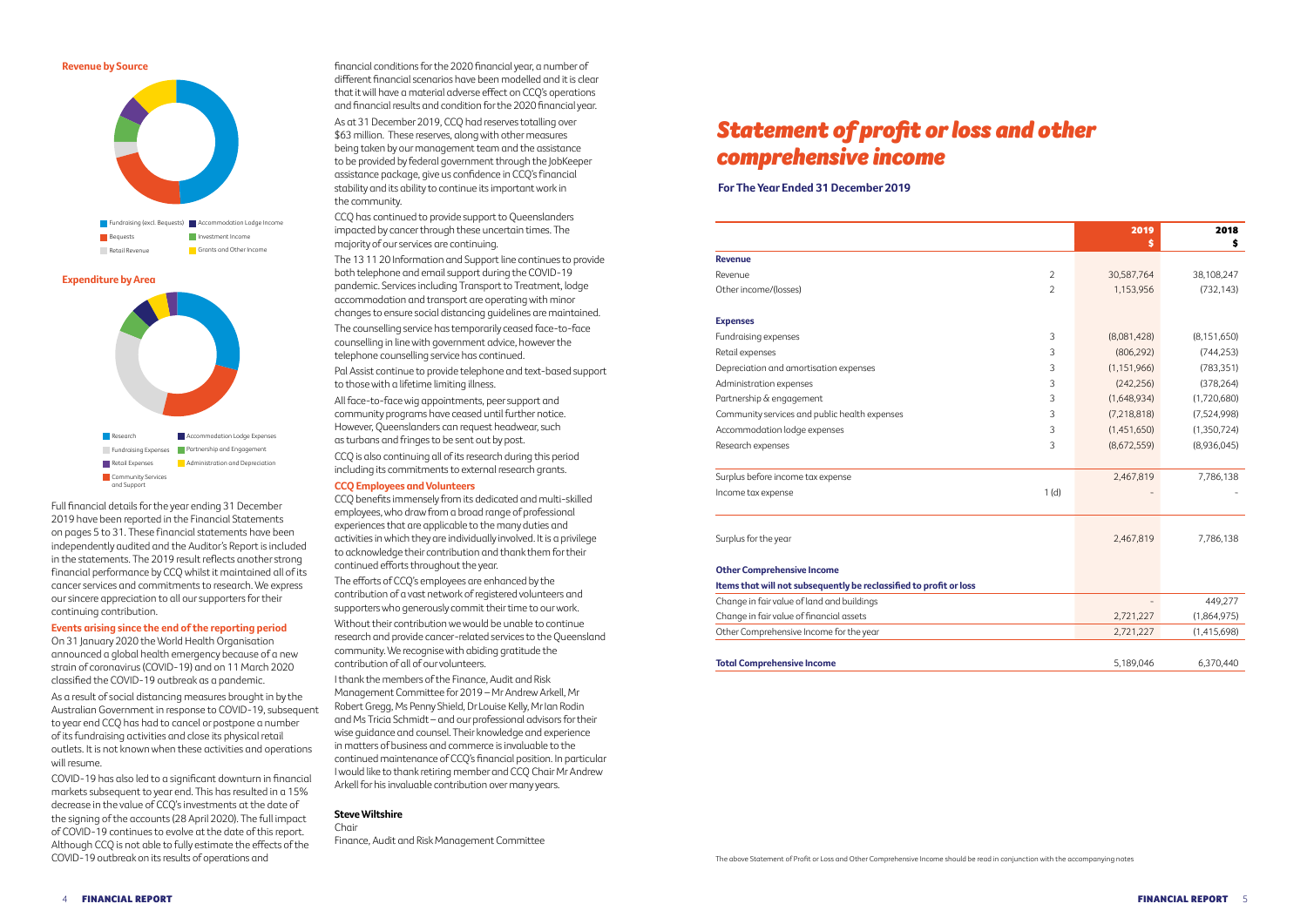### Revenue by Source

- Fundraising (excl. Bequests)
- Accommodation Lodge Income
- Bequests
- Investment Income
- Retail Revenue
- Grants and Other Income

### Expenditure by Area

- Research
- Accommodation Lodge Expenses
- Fundraising Expenses
- Partnership and Engagement
- Retail Expenses
- Administration and Depreciation
- Community Services and Support

Full financial details for the year ending 31 December 2019 have been reported in the Financial Statements on pages 5 to 31. These financial statements have been independently audited and the Auditor's Report is included in the statements. The 2019 result reflects another strong financial performance by CCQ whilst it maintained all of its cancer services and commitments to research. We express our sincere appreciation to all our supporters for their continuing contribution.

**Events arising since the end of the reporting period**

On 31 January 2020 the World Health Organisation announced a global health emergency because of a new strain of coronavirus (COVID-19) and on 11 March 2020 classified the COVID-19 outbreak as a pandemic.

As a result of social distancing measures brought in by the Australian Government in response to COVID-19, subsequent to year end CCQ has had to cancel or postpone a number of its fundraising activities and close its physical retail outlets. It is not known when these activities and operations will resume.

COVID-19 has also led to a significant downturn in financial markets subsequent to year end. This has resulted in a 15% decrease in the value of CCQ's investments at the date of the signing of the accounts (28 April 2020). The full impact of COVID-19 continues to evolve at the date of this report. Although CCQ is not able to fully estimate the effects of the COVID-19 outbreak on its results of operations and financial conditions for the 2020 financial year, a number of different financial scenarios have been modelled and it is clear that it will have a material adverse effect on CCQ's operations and financial results and condition for the 2020 financial year.

As at 31 December 2019, CCQ had reserves totalling over $63 million. These reserves, along with other measures being taken by our management team and the assistance to be provided by federal government through the JobKeeper assistance package, give us confidence in CCQ's financial stability and its ability to continue its important work in the community.

CCQ has continued to provide support to Queenslanders impacted by cancer through these uncertain times. The majority of our services are continuing.

The 13 11 20 Information and Support line continues to provide both telephone and email support during the COVID-19 pandemic. Services including Transport to Treatment, lodge accommodation and transport are operating with minor changes to ensure social distancing guidelines are maintained.

The counselling service has temporarily ceased face-to-face counselling in line with government advice, however the telephone counselling service has continued.

Pal Assist continue to provide telephone and text-based support to those with a lifetime limiting illness.

All face-to-face wig appointments, peer support and community programs have ceased until further notice. However, Queenslanders can request headwear, such as turbans and fringes to be sent out by post.

CCQ is also continuing all of its research during this period including its commitments to external research grants.

**CCQ Employees and Volunteers**

CCQ benefits immensely from its dedicated and multi-skilled employees, who draw from a broad range of professional experiences that are applicable to the many duties and activities in which they are individually involved. It is a privilege to acknowledge their contribution and thank them for their continued efforts throughout the year.

The efforts of CCQ's employees are enhanced by the contribution of a vast network of registered volunteers and supporters who generously commit their time to our work.

Without their contribution we would be unable to continue research and provide cancer-related services to the Queensland community. We recognise with abiding gratitude the contribution of all of our volunteers.

I thank the members of the Finance, Audit and Risk Management Committee for 2019 – Mr Andrew Arkell, Mr Robert Gregg, Ms Penny Shield, Dr Louise Kelly, Mr Ian Rodin and Ms Tricia Schmidt – and our professional advisors for their wise guidance and counsel. Their knowledge and experience in matters of business and commerce is invaluable to the continued maintenance of CCQ's financial position. In particular I would like to thank retiring member and CCQ Chair Mr Andrew Arkell for his invaluable contribution over many years.

**Steve Wiltshire**
Chair
Finance, Audit and Risk Management Committee

# *Statement of profit or loss and other comprehensive income*

**For The Year Ended 31 December 2019**

| | | 2019 $ | 2018 $ |
|---|---|---|---|
| **Revenue** | | | |
| Revenue | 2 | 30,587,764 | 38,108,247 |
| Other income/(losses) | 2 | 1,153,956 | (732,143) |
| **Expenses** | | | |
| Fundraising expenses | 3 | (8,081,428) | (8,151,650) |
| Retail expenses | 3 | (806,292) | (744,253) |
| Depreciation and amortisation expenses | 3 | (1,151,966) | (783,351) |
| Administration expenses | 3 | (242,256) | (378,264) |
| Partnership & engagement | 3 | (1,648,934) | (1,720,680) |
| Community services and public health expenses | 3 | (7,218,818) | (7,524,998) |
| Accommodation lodge expenses | 3 | (1,451,650) | (1,350,724) |
| Research expenses | 3 | (8,672,559) | (8,936,045) |
| Surplus before income tax expense | | 2,467,819 | 7,786,138 |
| Income tax expense | 1 (d) | - | - |
| Surplus for the year | | 2,467,819 | 7,786,138 |
| **Other Comprehensive Income** | | | |
| **Items that will not subsequently be reclassified to profit or loss** | | | |
| Change in fair value of land and buildings | | - | 449,277 |
| Change in fair value of financial assets | | 2,721,227 | (1,864,975) |
| Other Comprehensive Income for the year | | 2,721,227 | (1,415,698) |
| **Total Comprehensive Income** | | 5,189,046 | 6,370,440 |

The above Statement of Profit or Loss and Other Comprehensive Income should be read in conjunction with the accompanying notes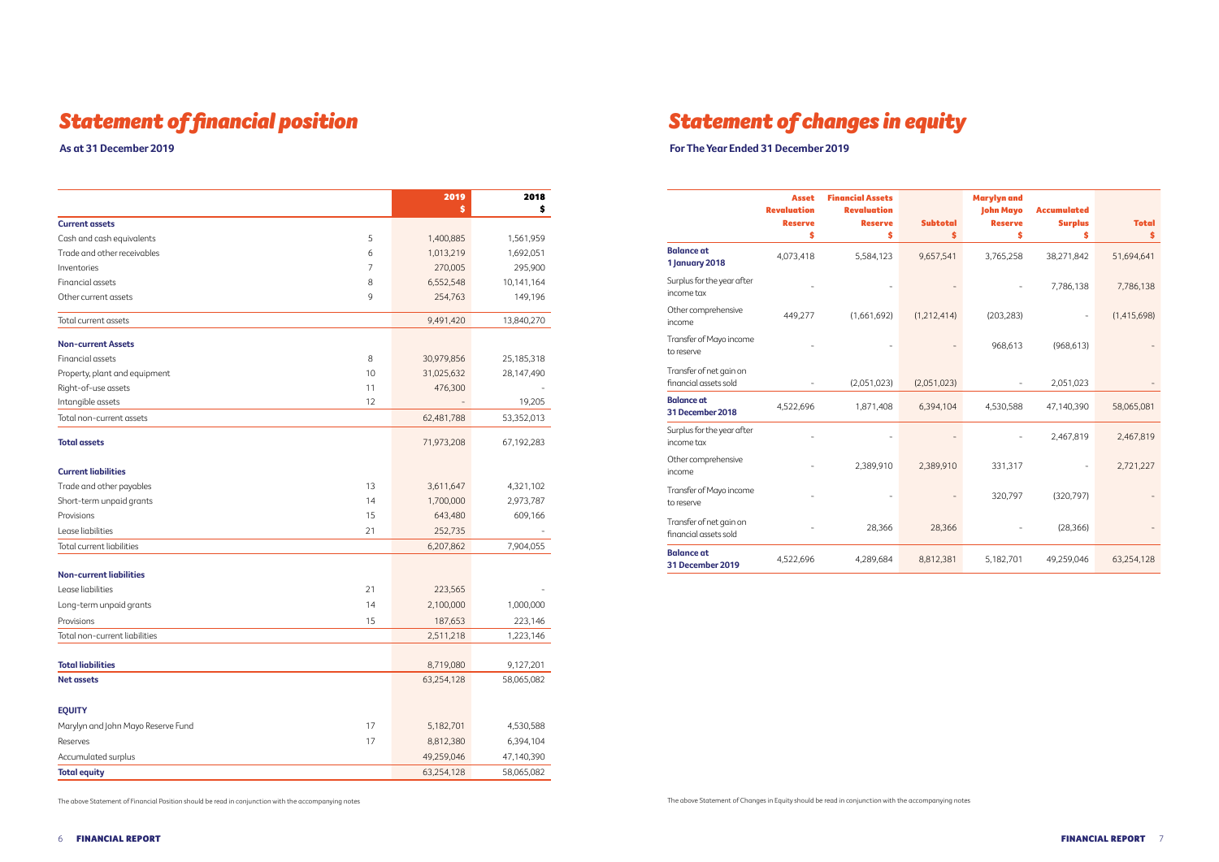# Statement of financial position

**As at 31 December 2019**

| | Note | 2019 $ | 2018 $ |
|---|---|---|---|
| **Current assets** | | | |
| Cash and cash equivalents | 5 | 1,400,885 | 1,561,959 |
| Trade and other receivables | 6 | 1,013,219 | 1,692,051 |
| Inventories | 7 | 270,005 | 295,900 |
| Financial assets | 8 | 6,552,548 | 10,141,164 |
| Other current assets | 9 | 254,763 | 149,196 |
| Total current assets | | 9,491,420 | 13,840,270 |
| **Non-current Assets** | | | |
| Financial assets | 8 | 30,979,856 | 25,185,318 |
| Property, plant and equipment | 10 | 31,025,632 | 28,147,490 |
| Right-of-use assets | 11 | 476,300 | - |
| Intangible assets | 12 | - | 19,205 |
| Total non-current assets | | 62,481,788 | 53,352,013 |
| **Total assets** | | 71,973,208 | 67,192,283 |
| **Current liabilities** | | | |
| Trade and other payables | 13 | 3,611,647 | 4,321,102 |
| Short-term unpaid grants | 14 | 1,700,000 | 2,973,787 |
| Provisions | 15 | 643,480 | 609,166 |
| Lease liabilities | 21 | 252,735 | - |
| Total current liabilities | | 6,207,862 | 7,904,055 |
| **Non-current liabilities** | | | |
| Lease liabilities | 21 | 223,565 | - |
| Long-term unpaid grants | 14 | 2,100,000 | 1,000,000 |
| Provisions | 15 | 187,653 | 223,146 |
| Total non-current liabilities | | 2,511,218 | 1,223,146 |
| **Total liabilities** | | 8,719,080 | 9,127,201 |
| **Net assets** | | 63,254,128 | 58,065,082 |
| **EQUITY** | | | |
| Marylyn and John Mayo Reserve Fund | 17 | 5,182,701 | 4,530,588 |
| Reserves | 17 | 8,812,380 | 6,394,104 |
| Accumulated surplus | | 49,259,046 | 47,140,390 |
| **Total equity** | | 63,254,128 | 58,065,082 |

The above Statement of Financial Position should be read in conjunction with the accompanying notes

# Statement of changes in equity

**For The Year Ended 31 December 2019**

| | Asset Revaluation Reserve $ | Financial Assets Revaluation Reserve $ | Subtotal $ | Marylyn and John Mayo Reserve $ | Accumulated Surplus $ | Total $ |
|---|---|---|---|---|---|---|
| **Balance at 1 January 2018** | 4,073,418 | 5,584,123 | 9,657,541 | 3,765,258 | 38,271,842 | 51,694,641 |
| Surplus for the year after income tax | - | - | - | - | 7,786,138 | 7,786,138 |
| Other comprehensive income | 449,277 | (1,661,692) | (1,212,414) | (203,283) | - | (1,415,698) |
| Transfer of Mayo income to reserve | - | - | - | 968,613 | (968,613) | - |
| Transfer of net gain on financial assets sold | - | (2,051,023) | (2,051,023) | - | 2,051,023 | - |
| **Balance at 31 December 2018** | 4,522,696 | 1,871,408 | 6,394,104 | 4,530,588 | 47,140,390 | 58,065,081 |
| Surplus for the year after income tax | - | - | - | - | 2,467,819 | 2,467,819 |
| Other comprehensive income | - | 2,389,910 | 2,389,910 | 331,317 | - | 2,721,227 |
| Transfer of Mayo income to reserve | - | - | - | 320,797 | (320,797) | - |
| Transfer of net gain on financial assets sold | - | 28,366 | 28,366 | - | (28,366) | - |
| **Balance at 31 December 2019** | 4,522,696 | 4,289,684 | 8,812,381 | 5,182,701 | 49,259,046 | 63,254,128 |

The above Statement of Changes in Equity should be read in conjunction with the accompanying notes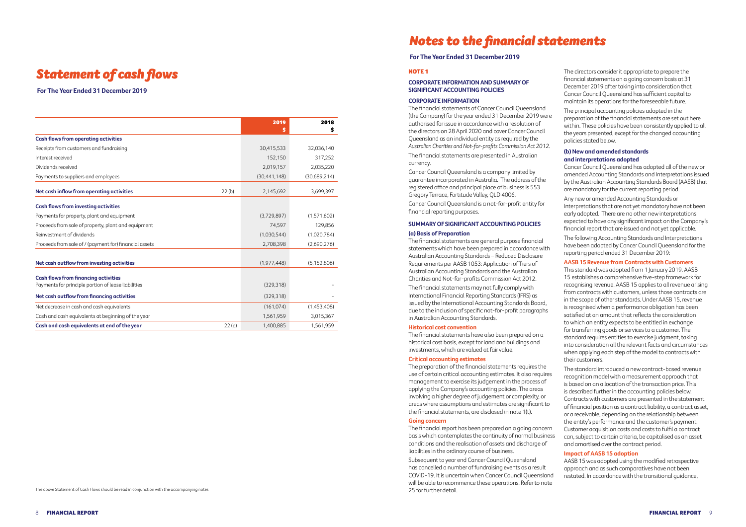# Statement of cash flows

**For The Year Ended 31 December 2019**

| | | 2019 $ | 2018 $ |
|---|---|---|---|
| **Cash flows from operating activities** | | | |
| Receipts from customers and fundraising | | 30,415,533 | 32,036,140 |
| Interest received | | 152,150 | 317,252 |
| Dividends received | | 2,019,157 | 2,035,220 |
| Payments to suppliers and employees | | (30,441,148) | (30,689,214) |
| **Net cash inflow from operating activities** | 22 (b) | 2,145,692 | 3,699,397 |
| **Cash flows from investing activities** | | | |
| Payments for property, plant and equipment | | (3,729,897) | (1,571,602) |
| Proceeds from sale of property, plant and equipment | | 74,597 | 129,856 |
| Reinvestment of dividends | | (1,030,544) | (1,020,784) |
| Proceeds from sale of / (payment for) financial assets | | 2,708,398 | (2,690,276) |
| **Net cash outflow from investing activities** | | (1,977,448) | (5,152,806) |
| **Cash flows from financing activities** | | | |
| Payments for principle portion of lease liabilities | | (329,318) | - |
| **Net cash outflow from financing activities** | | (329,318) | - |
| Net decrease in cash and cash equivalents | | (161,074) | (1,453,408) |
| Cash and cash equivalents at beginning of the year | | 1,561,959 | 3,015,367 |
| **Cash and cash equivalents at end of the year** | 22 (a) | 1,400,885 | 1,561,959 |

The above Statement of Cash Flows should be read in conjunction with the accompanying notes

# Notes to the financial statements

**For The Year Ended 31 December 2019**

## NOTE 1

### CORPORATE INFORMATION AND SUMMARY OF SIGNIFICANT ACCOUNTING POLICIES

### CORPORATE INFORMATION

The financial statements of Cancer Council Queensland (the Company) for the year ended 31 December 2019 were authorised for issue in accordance with a resolution of the directors on 28 April 2020 and cover Cancer Council Queensland as an individual entity as required by the *Australian Charities and Not-for-profits Commission Act 2012.*

The financial statements are presented in Australian currency.

Cancer Council Queensland is a company limited by guarantee incorporated in Australia. The address of the registered office and principal place of business is 553 Gregory Terrace, Fortitude Valley, QLD 4006.

Cancer Council Queensland is a not-for-profit entity for financial reporting purposes.

### SUMMARY OF SIGNIFICANT ACCOUNTING POLICIES

#### (a) Basis of Preparation

The financial statements are general purpose financial statements which have been prepared in accordance with Australian Accounting Standards – Reduced Disclosure Requirements per AASB 1053: Application of Tiers of Australian Accounting Standards and the Australian Charities and Not-for-profits Commission Act 2012.

The financial statements may not fully comply with International Financial Reporting Standards (IFRS) as issued by the International Accounting Standards Board, due to the inclusion of specific not-for-profit paragraphs in Australian Accounting Standards.

#### Historical cost convention

The financial statements have also been prepared on a historical cost basis, except for land and buildings and investments, which are valued at fair value.

#### Critical accounting estimates

The preparation of the financial statements requires the use of certain critical accounting estimates. It also requires management to exercise its judgement in the process of applying the Company's accounting policies. The areas involving a higher degree of judgement or complexity, or areas where assumptions and estimates are significant to the financial statements, are disclosed in note 1(t).

#### Going concern

The financial report has been prepared on a going concern basis which contemplates the continuity of normal business conditions and the realisation of assets and discharge of liabilities in the ordinary course of business.

Subsequent to year end Cancer Council Queensland has cancelled a number of fundraising events as a result COVID-19. It is uncertain when Cancer Council Queensland will be able to recommence these operations. Refer to note 25 for further detail.

The directors consider it appropriate to prepare the financial statements on a going concern basis at 31 December 2019 after taking into consideration that Cancer Council Queensland has sufficient capital to maintain its operations for the foreseeable future.

The principal accounting policies adopted in the preparation of the financial statements are set out here within. These policies have been consistently applied to all the years presented, except for the changed accounting policies stated below.

#### (b) New and amended standards and interpretations adopted

Cancer Council Queensland has adopted all of the new or amended Accounting Standards and Interpretations issued by the Australian Accounting Standards Board (AASB) that are mandatory for the current reporting period.

Any new or amended Accounting Standards or Interpretations that are not yet mandatory have not been early adopted. There are no other new interpretations expected to have any significant impact on the Company's financial report that are issued and not yet applicable.

The following Accounting Standards and Interpretations have been adopted by Cancer Council Queensland for the reporting period ended 31 December 2019:

#### AASB 15 Revenue from Contracts with Customers

This standard was adopted from 1 January 2019. AASB 15 establishes a comprehensive five-step framework for recognising revenue. AASB 15 applies to all revenue arising from contracts with customers, unless those contracts are in the scope of other standards. Under AASB 15, revenue is recognised when a performance obligation has been satisfied at an amount that reflects the consideration to which an entity expects to be entitled in exchange for transferring goods or services to a customer. The standard requires entities to exercise judgment, taking into consideration all the relevant facts and circumstances when applying each step of the model to contracts with their customers.

The standard introduced a new contract-based revenue recognition model with a measurement approach that is based on an allocation of the transaction price. This is described further in the accounting policies below. Contracts with customers are presented in the statement of financial position as a contract liability, a contract asset, or a receivable, depending on the relationship between the entity's performance and the customer's payment. Customer acquisition costs and costs to fulfil a contract can, subject to certain criteria, be capitalised as an asset and amortised over the contract period.

#### Impact of AASB 15 adoption

AASB 15 was adopted using the modified retrospective approach and as such comparatives have not been restated. In accordance with the transitional guidance,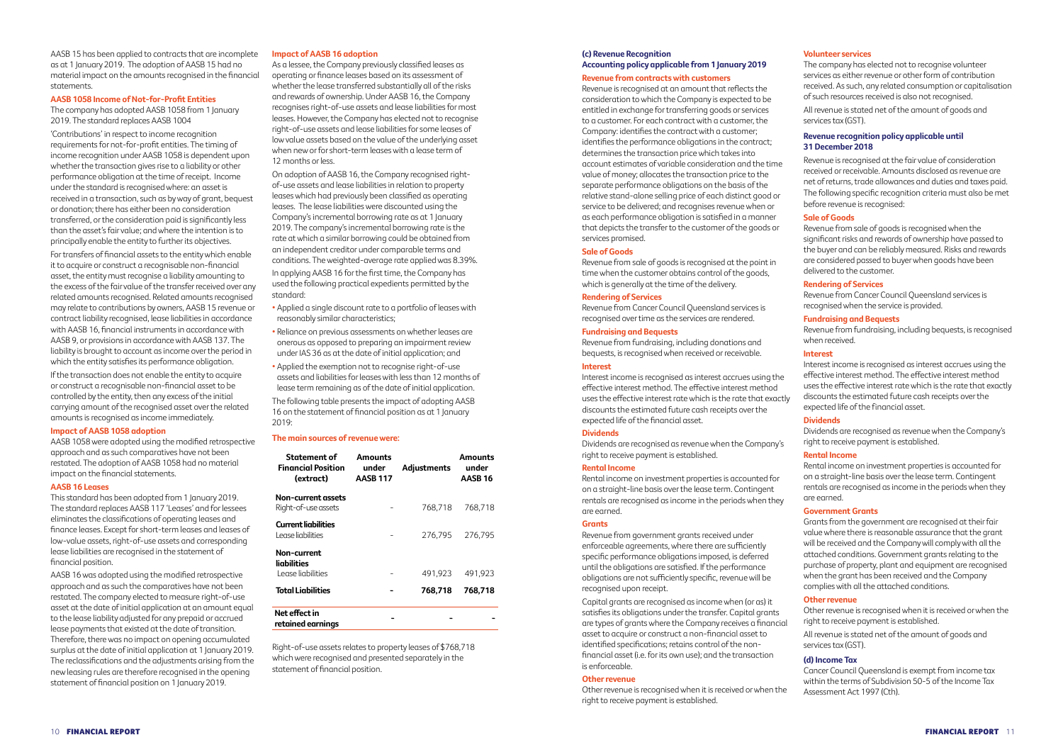AASB 15 has been applied to contracts that are incomplete as at 1 January 2019. The adoption of AASB 15 had no material impact on the amounts recognised in the financial statements.

**AASB 1058 Income of Not-for-Profit Entities**

The company has adopted AASB 1058 from 1 January 2019. The standard replaces AASB 1004

'Contributions' in respect to income recognition requirements for not-for-profit entities. The timing of income recognition under AASB 1058 is dependent upon whether the transaction gives rise to a liability or other performance obligation at the time of receipt. Income under the standard is recognised where: an asset is received in a transaction, such as by way of grant, bequest or donation; there has either been no consideration transferred, or the consideration paid is significantly less than the asset's fair value; and where the intention is to principally enable the entity to further its objectives.

For transfers of financial assets to the entity which enable it to acquire or construct a recognisable non-financial asset, the entity must recognise a liability amounting to the excess of the fair value of the transfer received over any related amounts recognised. Related amounts recognised may relate to contributions by owners, AASB 15 revenue or contract liability recognised, lease liabilities in accordance with AASB 16, financial instruments in accordance with AASB 9, or provisions in accordance with AASB 137. The liability is brought to account as income over the period in which the entity satisfies its performance obligation.

If the transaction does not enable the entity to acquire or construct a recognisable non-financial asset to be controlled by the entity, then any excess of the initial carrying amount of the recognised asset over the related amounts is recognised as income immediately.

**Impact of AASB 1058 adoption**

AASB 1058 were adopted using the modified retrospective approach and as such comparatives have not been restated. The adoption of AASB 1058 had no material impact on the financial statements.

**AASB 16 Leases**

This standard has been adopted from 1 January 2019. The standard replaces AASB 117 'Leases' and for lessees eliminates the classifications of operating leases and finance leases. Except for short-term leases and leases of low-value assets, right-of-use assets and corresponding lease liabilities are recognised in the statement of financial position.

AASB 16 was adopted using the modified retrospective approach and as such the comparatives have not been restated. The company elected to measure right-of-use asset at the date of initial application at an amount equal to the lease liability adjusted for any prepaid or accrued lease payments that existed at the date of transition. Therefore, there was no impact on opening accumulated surplus at the date of initial application at 1 January 2019. The reclassifications and the adjustments arising from the new leasing rules are therefore recognised in the opening statement of financial position on 1 January 2019.

**Impact of AASB 16 adoption**

As a lessee, the Company previously classified leases as operating or finance leases based on its assessment of whether the lease transferred substantially all of the risks and rewards of ownership. Under AASB 16, the Company recognises right-of-use assets and lease liabilities for most leases. However, the Company has elected not to recognise right-of-use assets and lease liabilities for some leases of low value assets based on the value of the underlying asset when new or for short-term leases with a lease term of 12 months or less.

On adoption of AASB 16, the Company recognised right-of-use assets and lease liabilities in relation to property leases which had previously been classified as operating leases. The lease liabilities were discounted using the Company's incremental borrowing rate as at 1 January 2019. The company's incremental borrowing rate is the rate at which a similar borrowing could be obtained from an independent creditor under comparable terms and conditions. The weighted-average rate applied was 8.39%.

In applying AASB 16 for the first time, the Company has used the following practical expedients permitted by the standard:

- Applied a single discount rate to a portfolio of leases with reasonably similar characteristics;
- Reliance on previous assessments on whether leases are onerous as opposed to preparing an impairment review under IAS 36 as at the date of initial application; and
- Applied the exemption not to recognise right-of-use assets and liabilities for leases with less than 12 months of lease term remaining as of the date of initial application.

The following table presents the impact of adopting AASB 16 on the statement of financial position as at 1 January 2019:

**The main sources of revenue were:**

| Statement of Financial Position (extract) | Amounts under AASB 117 | Adjustments | Amounts under AASB 16 |
|---|---|---|---|
| **Non-current assets** | | | |
| Right-of-use assets | - | 768,718 | 768,718 |
| **Current liabilities** | | | |
| Lease liabilities | - | 276,795 | 276,795 |
| **Non-current liabilities** | | | |
| Lease liabilities | - | 491,923 | 491,923 |
| **Total Liabilities** | **-** | **768,718** | **768,718** |
| **Net effect in retained earnings** | **-** | **-** | **-** |

Right-of-use assets relates to property leases of $768,718 which were recognised and presented separately in the statement of financial position.

**(c) Revenue Recognition**
**Accounting policy applicable from 1 January 2019**

**Revenue from contracts with customers**

Revenue is recognised at an amount that reflects the consideration to which the Company is expected to be entitled in exchange for transferring goods or services to a customer. For each contract with a customer, the Company: identifies the contract with a customer; identifies the performance obligations in the contract; determines the transaction price which takes into account estimates of variable consideration and the time value of money; allocates the transaction price to the separate performance obligations on the basis of the relative stand-alone selling price of each distinct good or service to be delivered; and recognises revenue when or as each performance obligation is satisfied in a manner that depicts the transfer to the customer of the goods or services promised.

**Sale of Goods**

Revenue from sale of goods is recognised at the point in time when the customer obtains control of the goods, which is generally at the time of the delivery.

**Rendering of Services**

Revenue from Cancer Council Queensland services is recognised over time as the services are rendered.

**Fundraising and Bequests**

Revenue from fundraising, including donations and bequests, is recognised when received or receivable.

**Interest**

Interest income is recognised as interest accrues using the effective interest method. The effective interest method uses the effective interest rate which is the rate that exactly discounts the estimated future cash receipts over the expected life of the financial asset.

**Dividends**

Dividends are recognised as revenue when the Company's right to receive payment is established.

**Rental Income**

Rental income on investment properties is accounted for on a straight-line basis over the lease term. Contingent rentals are recognised as income in the periods when they are earned.

**Grants**

Revenue from government grants received under enforceable agreements, where there are sufficiently specific performance obligations imposed, is deferred until the obligations are satisfied. If the performance obligations are not sufficiently specific, revenue will be recognised upon receipt.

Capital grants are recognised as income when (or as) it satisfies its obligations under the transfer. Capital grants are types of grants where the Company receives a financial asset to acquire or construct a non-financial asset to identified specifications; retains control of the non-financial asset (i.e. for its own use); and the transaction is enforceable.

**Other revenue**

Other revenue is recognised when it is received or when the right to receive payment is established.

**Volunteer services**

The company has elected not to recognise volunteer services as either revenue or other form of contribution received. As such, any related consumption or capitalisation of such resources received is also not recognised.

All revenue is stated net of the amount of goods and services tax (GST).

**Revenue recognition policy applicable until 31 December 2018**

Revenue is recognised at the fair value of consideration received or receivable. Amounts disclosed as revenue are net of returns, trade allowances and duties and taxes paid. The following specific recognition criteria must also be met before revenue is recognised:

**Sale of Goods**

Revenue from sale of goods is recognised when the significant risks and rewards of ownership have passed to the buyer and can be reliably measured. Risks and rewards are considered passed to buyer when goods have been delivered to the customer.

**Rendering of Services**

Revenue from Cancer Council Queensland services is recognised when the service is provided.

**Fundraising and Bequests**

Revenue from fundraising, including bequests, is recognised when received.

**Interest**

Interest income is recognised as interest accrues using the effective interest method. The effective interest method uses the effective interest rate which is the rate that exactly discounts the estimated future cash receipts over the expected life of the financial asset.

**Dividends**

Dividends are recognised as revenue when the Company's right to receive payment is established.

**Rental Income**

Rental income on investment properties is accounted for on a straight-line basis over the lease term. Contingent rentals are recognised as income in the periods when they are earned.

**Government Grants**

Grants from the government are recognised at their fair value where there is reasonable assurance that the grant will be received and the Company will comply with all the attached conditions. Government grants relating to the purchase of property, plant and equipment are recognised when the grant has been received and the Company complies with all the attached conditions.

**Other revenue**

Other revenue is recognised when it is received or when the right to receive payment is established.

All revenue is stated net of the amount of goods and services tax (GST).

**(d) Income Tax**

Cancer Council Queensland is exempt from income tax within the terms of Subdivision 50-5 of the Income Tax Assessment Act 1997 (Cth).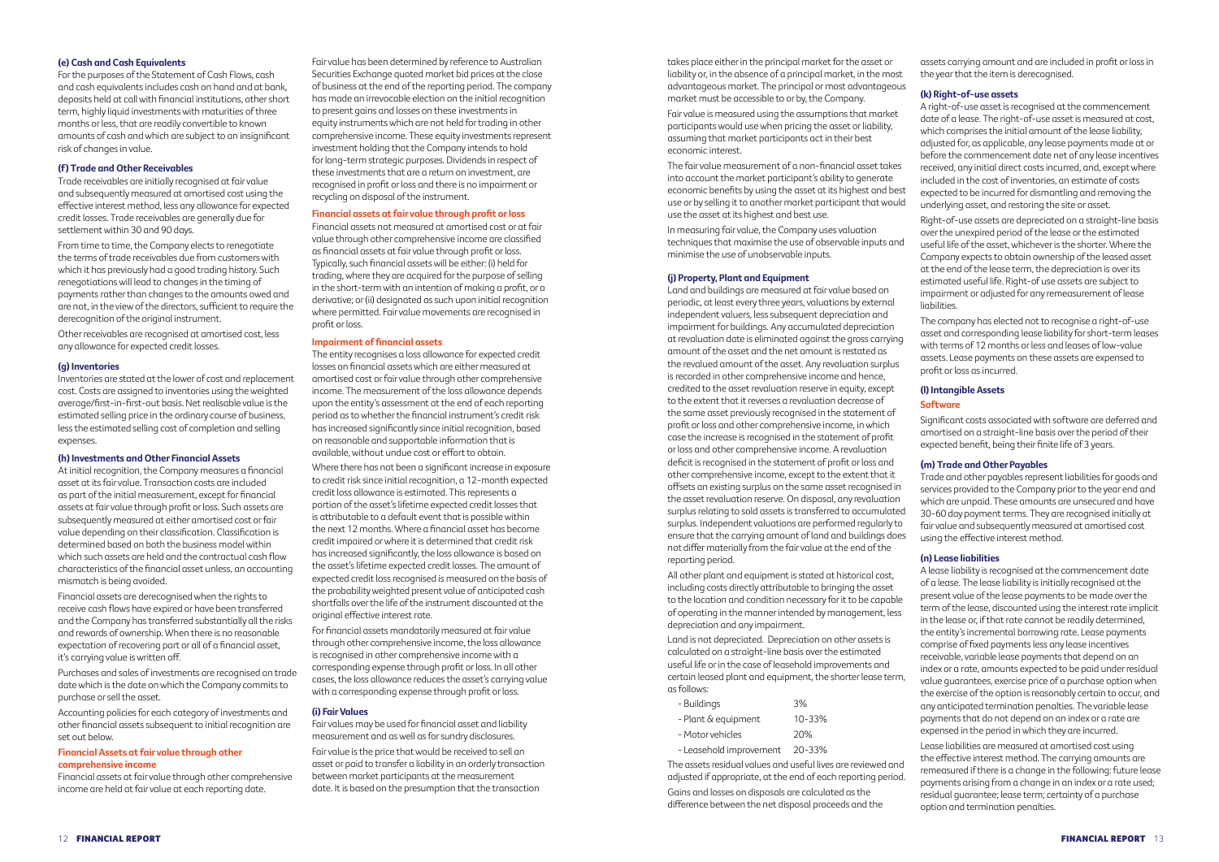#### (e) Cash and Cash Equivalents

For the purposes of the Statement of Cash Flows, cash and cash equivalents includes cash on hand and at bank, deposits held at call with financial institutions, other short term, highly liquid investments with maturities of three months or less, that are readily convertible to known amounts of cash and which are subject to an insignificant risk of changes in value.

#### (f) Trade and Other Receivables

Trade receivables are initially recognised at fair value and subsequently measured at amortised cost using the effective interest method, less any allowance for expected credit losses. Trade receivables are generally due for settlement within 30 and 90 days.

From time to time, the Company elects to renegotiate the terms of trade receivables due from customers with which it has previously had a good trading history. Such renegotiations will lead to changes in the timing of payments rather than changes to the amounts owed and are not, in the view of the directors, sufficient to require the derecognition of the original instrument.

Other receivables are recognised at amortised cost, less any allowance for expected credit losses.

#### (g) Inventories

Inventories are stated at the lower of cost and replacement cost. Costs are assigned to inventories using the weighted average/first-in-first-out basis. Net realisable value is the estimated selling price in the ordinary course of business, less the estimated selling cost of completion and selling expenses.

#### (h) Investments and Other Financial Assets

At initial recognition, the Company measures a financial asset at its fair value. Transaction costs are included as part of the initial measurement, except for financial assets at fair value through profit or loss. Such assets are subsequently measured at either amortised cost or fair value depending on their classification. Classification is determined based on both the business model within which such assets are held and the contractual cash flow characteristics of the financial asset unless, an accounting mismatch is being avoided.

Financial assets are derecognised when the rights to receive cash flows have expired or have been transferred and the Company has transferred substantially all the risks and rewards of ownership. When there is no reasonable expectation of recovering part or all of a financial asset, it's carrying value is written off.

Purchases and sales of investments are recognised on trade date which is the date on which the Company commits to purchase or sell the asset.

Accounting policies for each category of investments and other financial assets subsequent to initial recognition are set out below.

**Financial Assets at fair value through other comprehensive income**

Financial assets at fair value through other comprehensive income are held at fair value at each reporting date.

Fair value has been determined by reference to Australian Securities Exchange quoted market bid prices at the close of business at the end of the reporting period. The company has made an irrevocable election on the initial recognition to present gains and losses on these investments in equity instruments which are not held for trading in other comprehensive income. These equity investments represent investment holding that the Company intends to hold for long-term strategic purposes. Dividends in respect of these investments that are a return on investment, are recognised in profit or loss and there is no impairment or recycling on disposal of the instrument.

**Financial assets at fair value through profit or loss**

Financial assets not measured at amortised cost or at fair value through other comprehensive income are classified as financial assets at fair value through profit or loss. Typically, such financial assets will be either: (i) held for trading, where they are acquired for the purpose of selling in the short-term with an intention of making a profit, or a derivative; or (ii) designated as such upon initial recognition where permitted. Fair value movements are recognised in profit or loss.

**Impairment of financial assets**

The entity recognises a loss allowance for expected credit losses on financial assets which are either measured at amortised cost or fair value through other comprehensive income. The measurement of the loss allowance depends upon the entity's assessment at the end of each reporting period as to whether the financial instrument's credit risk has increased significantly since initial recognition, based on reasonable and supportable information that is available, without undue cost or effort to obtain.

Where there has not been a significant increase in exposure to credit risk since initial recognition, a 12-month expected credit loss allowance is estimated. This represents a portion of the asset's lifetime expected credit losses that is attributable to a default event that is possible within the next 12 months. Where a financial asset has become credit impaired or where it is determined that credit risk has increased significantly, the loss allowance is based on the asset's lifetime expected credit losses. The amount of expected credit loss recognised is measured on the basis of the probability weighted present value of anticipated cash shortfalls over the life of the instrument discounted at the original effective interest rate.

For financial assets mandatorily measured at fair value through other comprehensive income, the loss allowance is recognised in other comprehensive income with a corresponding expense through profit or loss. In all other cases, the loss allowance reduces the asset's carrying value with a corresponding expense through profit or loss.

#### (i) Fair Values

Fair values may be used for financial asset and liability measurement and as well as for sundry disclosures.

Fair value is the price that would be received to sell an asset or paid to transfer a liability in an orderly transaction between market participants at the measurement date. It is based on the presumption that the transaction takes place either in the principal market for the asset or liability or, in the absence of a principal market, in the most advantageous market. The principal or most advantageous market must be accessible to or by, the Company.

Fair value is measured using the assumptions that market participants would use when pricing the asset or liability, assuming that market participants act in their best economic interest.

The fair value measurement of a non-financial asset takes into account the market participant's ability to generate economic benefits by using the asset at its highest and best use or by selling it to another market participant that would use the asset at its highest and best use.

In measuring fair value, the Company uses valuation techniques that maximise the use of observable inputs and minimise the use of unobservable inputs.

#### (j) Property, Plant and Equipment

Land and buildings are measured at fair value based on periodic, at least every three years, valuations by external independent valuers, less subsequent depreciation and impairment for buildings. Any accumulated depreciation at revaluation date is eliminated against the gross carrying amount of the asset and the net amount is restated as the revalued amount of the asset. Any revaluation surplus is recorded in other comprehensive income and hence, credited to the asset revaluation reserve in equity, except to the extent that it reverses a revaluation decrease of the same asset previously recognised in the statement of profit or loss and other comprehensive income, in which case the increase is recognised in the statement of profit or loss and other comprehensive income. A revaluation deficit is recognised in the statement of profit or loss and other comprehensive income, except to the extent that it offsets an existing surplus on the same asset recognised in the asset revaluation reserve. On disposal, any revaluation surplus relating to sold assets is transferred to accumulated surplus. Independent valuations are performed regularly to ensure that the carrying amount of land and buildings does not differ materially from the fair value at the end of the reporting period.

All other plant and equipment is stated at historical cost, including costs directly attributable to bringing the asset to the location and condition necessary for it to be capable of operating in the manner intended by management, less depreciation and any impairment.

Land is not depreciated. Depreciation on other assets is calculated on a straight-line basis over the estimated useful life or in the case of leasehold improvements and certain leased plant and equipment, the shorter lease term, as follows:

| | |
|---|---|
| - Buildings | 3% |
| - Plant & equipment | 10-33% |
| - Motor vehicles | 20% |
| - Leasehold improvement | 20-33% |

The assets residual values and useful lives are reviewed and adjusted if appropriate, at the end of each reporting period.

Gains and losses on disposals are calculated as the difference between the net disposal proceeds and the assets carrying amount and are included in profit or loss in the year that the item is derecognised.

#### (k) Right-of-use assets

A right-of-use asset is recognised at the commencement date of a lease. The right-of-use asset is measured at cost, which comprises the initial amount of the lease liability, adjusted for, as applicable, any lease payments made at or before the commencement date net of any lease incentives received, any initial direct costs incurred, and, except where included in the cost of inventories, an estimate of costs expected to be incurred for dismantling and removing the underlying asset, and restoring the site or asset.

Right-of-use assets are depreciated on a straight-line basis over the unexpired period of the lease or the estimated useful life of the asset, whichever is the shorter. Where the Company expects to obtain ownership of the leased asset at the end of the lease term, the depreciation is over its estimated useful life. Right-of use assets are subject to impairment or adjusted for any remeasurement of lease liabilities.

The company has elected not to recognise a right-of-use asset and corresponding lease liability for short-term leases with terms of 12 months or less and leases of low-value assets. Lease payments on these assets are expensed to profit or loss as incurred.

#### (l) Intangible Assets

**Software**

Significant costs associated with software are deferred and amortised on a straight-line basis over the period of their expected benefit, being their finite life of 3 years.

#### (m) Trade and Other Payables

Trade and other payables represent liabilities for goods and services provided to the Company prior to the year end and which are unpaid. These amounts are unsecured and have 30-60 day payment terms. They are recognised initially at fair value and subsequently measured at amortised cost using the effective interest method.

#### (n) Lease liabilities

A lease liability is recognised at the commencement date of a lease. The lease liability is initially recognised at the present value of the lease payments to be made over the term of the lease, discounted using the interest rate implicit in the lease or, if that rate cannot be readily determined, the entity's incremental borrowing rate. Lease payments comprise of fixed payments less any lease incentives receivable, variable lease payments that depend on an index or a rate, amounts expected to be paid under residual value guarantees, exercise price of a purchase option when the exercise of the option is reasonably certain to occur, and any anticipated termination penalties. The variable lease payments that do not depend on an index or a rate are expensed in the period in which they are incurred.

Lease liabilities are measured at amortised cost using the effective interest method. The carrying amounts are remeasured if there is a change in the following: future lease payments arising from a change in an index or a rate used; residual guarantee; lease term; certainty of a purchase option and termination penalties.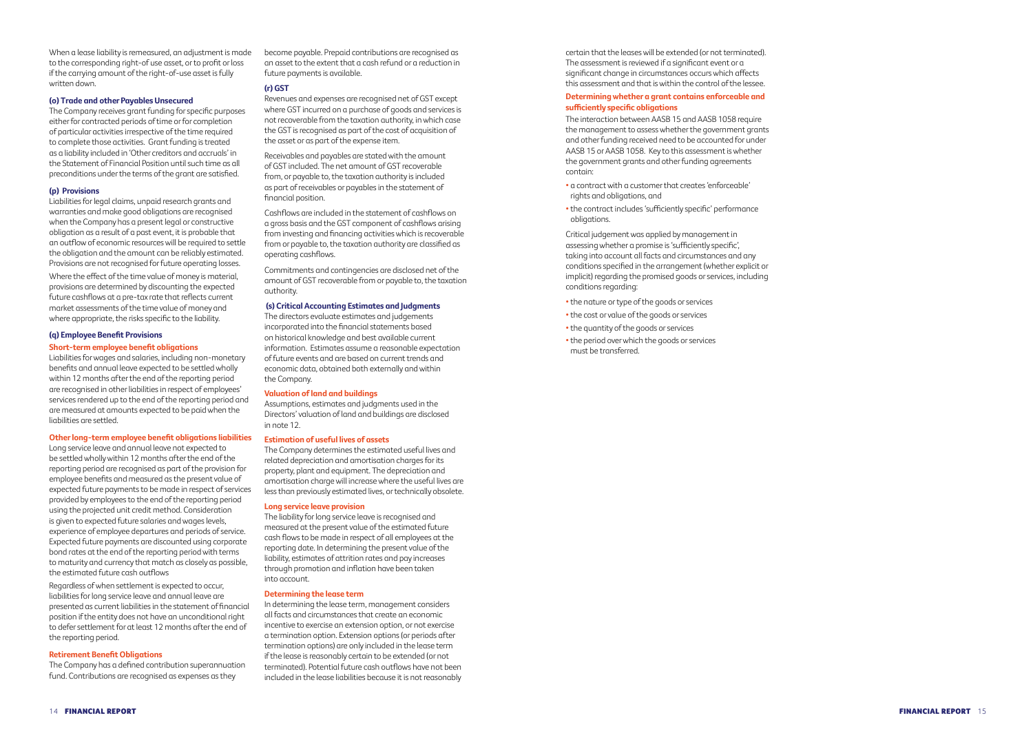When a lease liability is remeasured, an adjustment is made to the corresponding right-of use asset, or to profit or loss if the carrying amount of the right-of-use asset is fully written down.

### (o) Trade and other Payables Unsecured

The Company receives grant funding for specific purposes either for contracted periods of time or for completion of particular activities irrespective of the time required to complete those activities. Grant funding is treated as a liability included in 'Other creditors and accruals' in the Statement of Financial Position until such time as all preconditions under the terms of the grant are satisfied.

### (p) Provisions

Liabilities for legal claims, unpaid research grants and warranties and make good obligations are recognised when the Company has a present legal or constructive obligation as a result of a past event, it is probable that an outflow of economic resources will be required to settle the obligation and the amount can be reliably estimated. Provisions are not recognised for future operating losses.

Where the effect of the time value of money is material, provisions are determined by discounting the expected future cashflows at a pre-tax rate that reflects current market assessments of the time value of money and where appropriate, the risks specific to the liability.

### (q) Employee Benefit Provisions

#### Short-term employee benefit obligations

Liabilities for wages and salaries, including non-monetary benefits and annual leave expected to be settled wholly within 12 months after the end of the reporting period are recognised in other liabilities in respect of employees' services rendered up to the end of the reporting period and are measured at amounts expected to be paid when the liabilities are settled.

#### Other long-term employee benefit obligations liabilities

Long service leave and annual leave not expected to be settled wholly within 12 months after the end of the reporting period are recognised as part of the provision for employee benefits and measured as the present value of expected future payments to be made in respect of services provided by employees to the end of the reporting period using the projected unit credit method. Consideration is given to expected future salaries and wages levels, experience of employee departures and periods of service. Expected future payments are discounted using corporate bond rates at the end of the reporting period with terms to maturity and currency that match as closely as possible, the estimated future cash outflows

Regardless of when settlement is expected to occur, liabilities for long service leave and annual leave are presented as current liabilities in the statement of financial position if the entity does not have an unconditional right to defer settlement for at least 12 months after the end of the reporting period.

#### Retirement Benefit Obligations

The Company has a defined contribution superannuation fund. Contributions are recognised as expenses as they become payable. Prepaid contributions are recognised as an asset to the extent that a cash refund or a reduction in future payments is available.

### (r) GST

Revenues and expenses are recognised net of GST except where GST incurred on a purchase of goods and services is not recoverable from the taxation authority, in which case the GST is recognised as part of the cost of acquisition of the asset or as part of the expense item.

Receivables and payables are stated with the amount of GST included. The net amount of GST recoverable from, or payable to, the taxation authority is included as part of receivables or payables in the statement of financial position.

Cashflows are included in the statement of cashflows on a gross basis and the GST component of cashflows arising from investing and financing activities which is recoverable from or payable to, the taxation authority are classified as operating cashflows.

Commitments and contingencies are disclosed net of the amount of GST recoverable from or payable to, the taxation authority.

### (s) Critical Accounting Estimates and Judgments

The directors evaluate estimates and judgements incorporated into the financial statements based on historical knowledge and best available current information. Estimates assume a reasonable expectation of future events and are based on current trends and economic data, obtained both externally and within the Company.

#### Valuation of land and buildings

Assumptions, estimates and judgments used in the Directors' valuation of land and buildings are disclosed in note 12.

#### Estimation of useful lives of assets

The Company determines the estimated useful lives and related depreciation and amortisation charges for its property, plant and equipment. The depreciation and amortisation charge will increase where the useful lives are less than previously estimated lives, or technically obsolete.

#### Long service leave provision

The liability for long service leave is recognised and measured at the present value of the estimated future cash flows to be made in respect of all employees at the reporting date. In determining the present value of the liability, estimates of attrition rates and pay increases through promotion and inflation have been taken into account.

#### Determining the lease term

In determining the lease term, management considers all facts and circumstances that create an economic incentive to exercise an extension option, or not exercise a termination option. Extension options (or periods after termination options) are only included in the lease term if the lease is reasonably certain to be extended (or not terminated). Potential future cash outflows have not been included in the lease liabilities because it is not reasonably certain that the leases will be extended (or not terminated). The assessment is reviewed if a significant event or a significant change in circumstances occurs which affects this assessment and that is within the control of the lessee.

#### Determining whether a grant contains enforceable and sufficiently specific obligations

The interaction between AASB 15 and AASB 1058 require the management to assess whether the government grants and other funding received need to be accounted for under AASB 15 or AASB 1058. Key to this assessment is whether the government grants and other funding agreements contain:

- a contract with a customer that creates 'enforceable' rights and obligations, and
- the contract includes 'sufficiently specific' performance obligations.

Critical judgement was applied by management in assessing whether a promise is 'sufficiently specific', taking into account all facts and circumstances and any conditions specified in the arrangement (whether explicit or implicit) regarding the promised goods or services, including conditions regarding:

- the nature or type of the goods or services
- the cost or value of the goods or services
- the quantity of the goods or services
- the period over which the goods or services must be transferred.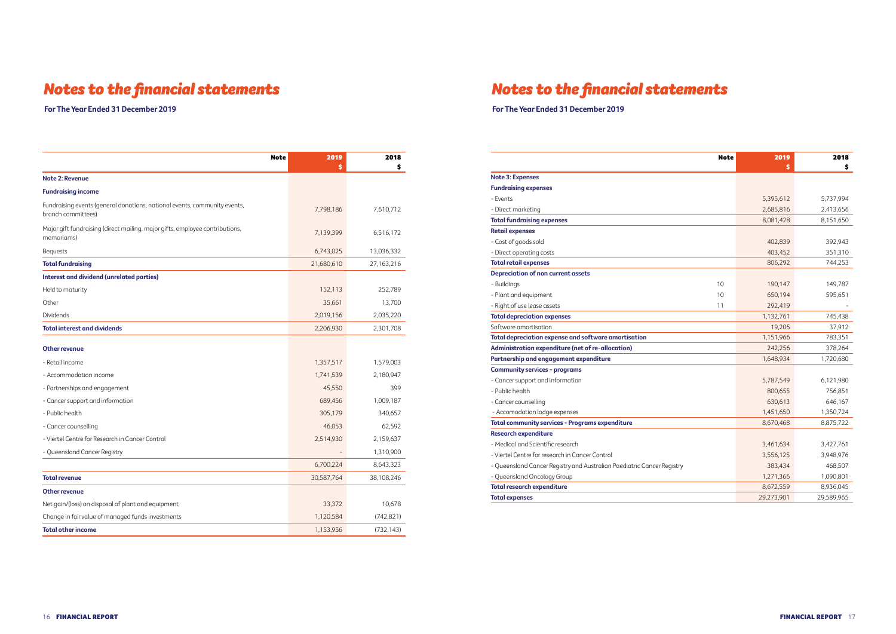## Notes to the financial statements

**For The Year Ended 31 December 2019**

| | Note | 2019 $ | 2018 $ |
|---|---|---|---|
| **Note 2: Revenue** | | | |
| **Fundraising income** | | | |
| Fundraising events (general donations, national events, community events, branch committees) | | 7,798,186 | 7,610,712 |
| Major gift fundraising (direct mailing, major gifts, employee contributions, memoriams) | | 7,139,399 | 6,516,172 |
| Bequests | | 6,743,025 | 13,036,332 |
| **Total fundraising** | | 21,680,610 | 27,163,216 |
| **Interest and dividend (unrelated parties)** | | | |
| Held to maturity | | 152,113 | 252,789 |
| Other | | 35,661 | 13,700 |
| Dividends | | 2,019,156 | 2,035,220 |
| **Total interest and dividends** | | 2,206,930 | 2,301,708 |
| **Other revenue** | | | |
| - Retail income | | 1,357,517 | 1,579,003 |
| - Accommodation income | | 1,741,539 | 2,180,947 |
| - Partnerships and engagement | | 45,550 | 399 |
| - Cancer support and information | | 689,456 | 1,009,187 |
| - Public health | | 305,179 | 340,657 |
| - Cancer counselling | | 46,053 | 62,592 |
| - Viertel Centre for Research in Cancer Control | | 2,514,930 | 2,159,637 |
| - Queensland Cancer Registry | | - | 1,310,900 |
| | | 6,700,224 | 8,643,323 |
| **Total revenue** | | 30,587,764 | 38,108,246 |
| **Other revenue** | | | |
| Net gain/(loss) on disposal of plant and equipment | | 33,372 | 10,678 |
| Change in fair value of managed funds investments | | 1,120,584 | (742,821) |
| **Total other income** | | 1,153,956 | (732,143) |

## Notes to the financial statements

**For The Year Ended 31 December 2019**

| | Note | 2019 $ | 2018 $ |
|---|---|---|---|
| **Note 3: Expenses** | | | |
| **Fundraising expenses** | | | |
| - Events | | 5,395,612 | 5,737,994 |
| - Direct marketing | | 2,685,816 | 2,413,656 |
| **Total fundraising expenses** | | 8,081,428 | 8,151,650 |
| **Retail expenses** | | | |
| - Cost of goods sold | | 402,839 | 392,943 |
| - Direct operating costs | | 403,452 | 351,310 |
| **Total retail expenses** | | 806,292 | 744,253 |
| **Depreciation of non current assets** | | | |
| - Buildings | 10 | 190,147 | 149,787 |
| - Plant and equipment | 10 | 650,194 | 595,651 |
| - Right of use lease assets | 11 | 292,419 | - |
| **Total depreciation expenses** | | 1,132,761 | 745,438 |
| Software amortisation | | 19,205 | 37,912 |
| **Total depreciation expense and software amortisation** | | 1,151,966 | 783,351 |
| **Administration expenditure (net of re-allocation)** | | 242,256 | 378,264 |
| **Partnership and engagement expenditure** | | 1,648,934 | 1,720,680 |
| **Community services - programs** | | | |
| - Cancer support and information | | 5,787,549 | 6,121,980 |
| - Public health | | 800,655 | 756,851 |
| - Cancer counselling | | 630,613 | 646,167 |
| - Accomodation lodge expenses | | 1,451,650 | 1,350,724 |
| **Total community services - Programs expenditure** | | 8,670,468 | 8,875,722 |
| **Research expenditure** | | | |
| - Medical and Scientific research | | 3,461,634 | 3,427,761 |
| - Viertel Centre for research in Cancer Control | | 3,556,125 | 3,948,976 |
| - Queensland Cancer Registry and Australian Paediatric Cancer Registry | | 383,434 | 468,507 |
| - Queensland Oncology Group | | 1,271,366 | 1,090,801 |
| **Total research expenditure** | | 8,672,559 | 8,936,045 |
| **Total expenses** | | 29,273,901 | 29,589,965 |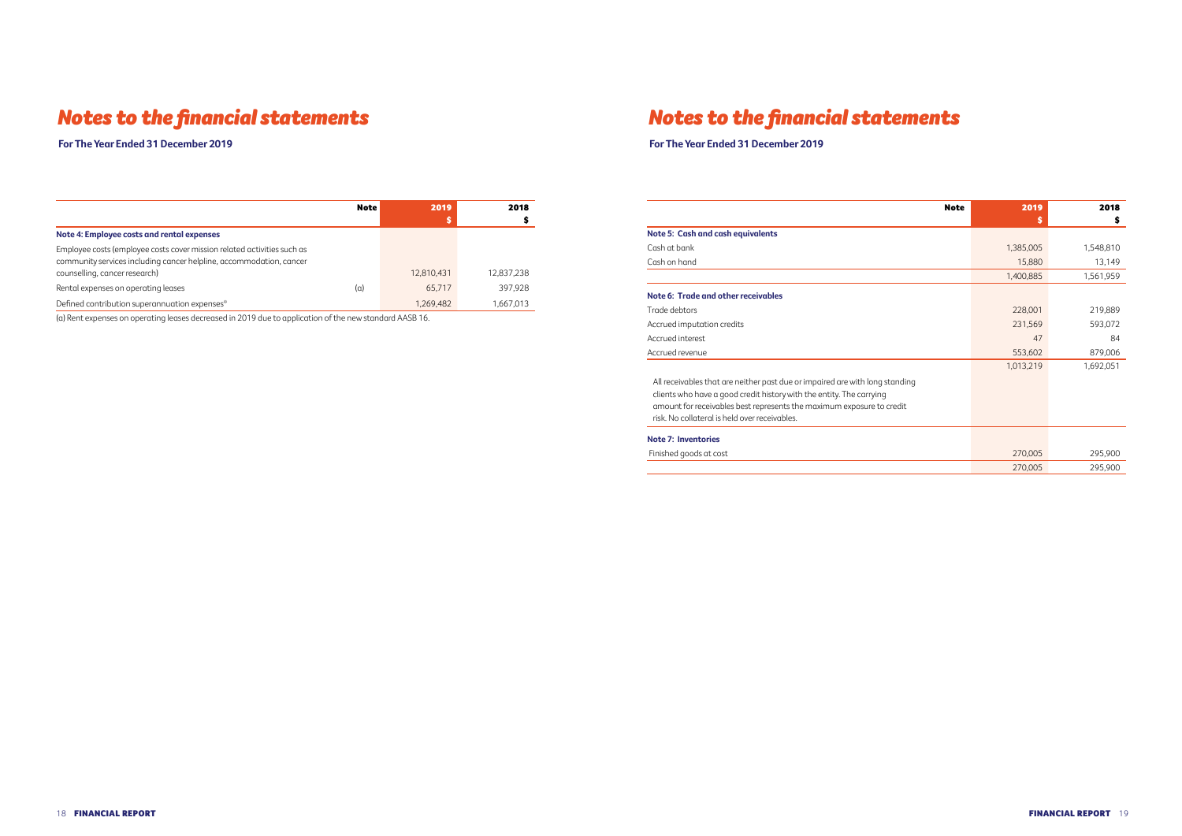# Notes to the financial statements

**For The Year Ended 31 December 2019**

| | Note | 2019 $ | 2018 $ |
|---|---|---|---|
| **Note 4: Employee costs and rental expenses** | | | |
| Employee costs (employee costs cover mission related activities such as community services including cancer helpline, accommodation, cancer counselling, cancer research) | | 12,810,431 | 12,837,238 |
| Rental expenses on operating leases | (a) | 65,717 | 397,928 |
| Defined contribution superannuation expenses* | | 1,269,482 | 1,667,013 |

(a) Rent expenses on operating leases decreased in 2019 due to application of the new standard AASB 16.

# Notes to the financial statements

**For The Year Ended 31 December 2019**

| | Note | 2019 $ | 2018 $ |
|---|---|---|---|
| **Note 5: Cash and cash equivalents** | | | |
| Cash at bank | | 1,385,005 | 1,548,810 |
| Cash on hand | | 15,880 | 13,149 |
| | | 1,400,885 | 1,561,959 |
| **Note 6: Trade and other receivables** | | | |
| Trade debtors | | 228,001 | 219,889 |
| Accrued imputation credits | | 231,569 | 593,072 |
| Accrued interest | | 47 | 84 |
| Accrued revenue | | 553,602 | 879,006 |
| | | 1,013,219 | 1,692,051 |
| All receivables that are neither past due or impaired are with long standing clients who have a good credit history with the entity. The carrying amount for receivables best represents the maximum exposure to credit risk. No collateral is held over receivables. | | | |
| **Note 7: Inventories** | | | |
| Finished goods at cost | | 270,005 | 295,900 |
| | | 270,005 | 295,900 |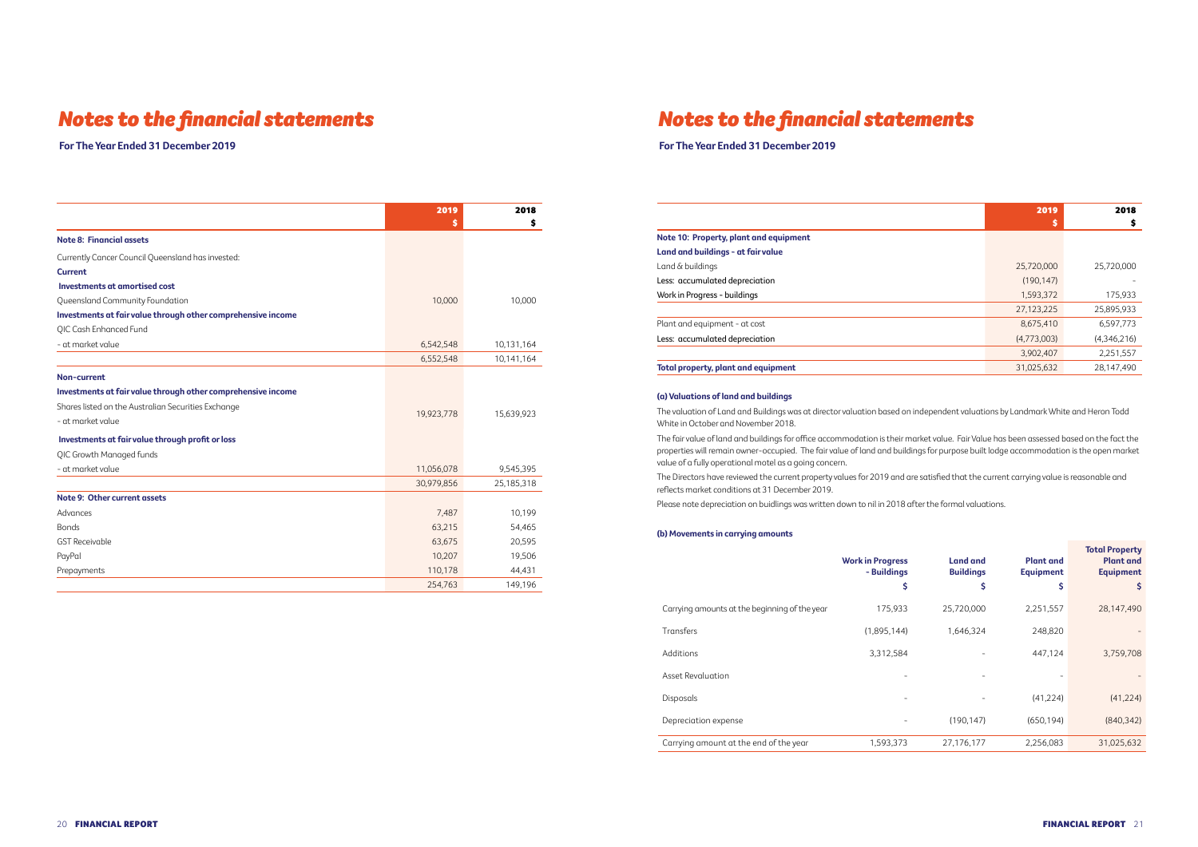# Notes to the financial statements

**For The Year Ended 31 December 2019**

| | 2019<br>$ | 2018<br>$ |
|---|---|---|
| **Note 8: Financial assets** | | |
| Currently Cancer Council Queensland has invested: | | |
| **Current** | | |
| **Investments at amortised cost** | | |
| Queensland Community Foundation | 10,000 | 10,000 |
| **Investments at fair value through other comprehensive income** | | |
| QIC Cash Enhanced Fund | | |
| - at market value | 6,542,548 | 10,131,164 |
| | 6,552,548 | 10,141,164 |
| **Non-current** | | |
| **Investments at fair value through other comprehensive income** | | |
| Shares listed on the Australian Securities Exchange - at market value | 19,923,778 | 15,639,923 |
| **Investments at fair value through profit or loss** | | |
| QIC Growth Managed funds | | |
| - at market value | 11,056,078 | 9,545,395 |
| | 30,979,856 | 25,185,318 |
| **Note 9: Other current assets** | | |
| Advances | 7,487 | 10,199 |
| Bonds | 63,215 | 54,465 |
| GST Receivable | 63,675 | 20,595 |
| PayPal | 10,207 | 19,506 |
| Prepayments | 110,178 | 44,431 |
| | 254,763 | 149,196 |

# Notes to the financial statements

**For The Year Ended 31 December 2019**

| | 2019<br>$ | 2018<br>$ |
|---|---|---|
| **Note 10: Property, plant and equipment** | | |
| **Land and buildings - at fair value** | | |
| Land & buildings | 25,720,000 | 25,720,000 |
| Less: accumulated depreciation | (190,147) | - |
| Work in Progress - buildings | 1,593,372 | 175,933 |
| | 27,123,225 | 25,895,933 |
| Plant and equipment - at cost | 8,675,410 | 6,597,773 |
| Less: accumulated depreciation | (4,773,003) | (4,346,216) |
| | 3,902,407 | 2,251,557 |
| **Total property, plant and equipment** | 31,025,632 | 28,147,490 |

**(a) Valuations of land and buildings**

The valuation of Land and Buildings was at director valuation based on independent valuations by Landmark White and Heron Todd White in October and November 2018.

The fair value of land and buildings for office accommodation is their market value. Fair Value has been assessed based on the fact the properties will remain owner-occupied. The fair value of land and buildings for purpose built lodge accommodation is the open market value of a fully operational motel as a going concern.

The Directors have reviewed the current property values for 2019 and are satisfied that the current carrying value is reasonable and reflects market conditions at 31 December 2019.

Please note depreciation on buidlings was written down to nil in 2018 after the formal valuations.

**(b) Movements in carrying amounts**

| | Work in Progress - Buildings<br>$ | Land and Buildings<br>$ | Plant and Equipment<br>$ | Total Property Plant and Equipment<br>$ |
|---|---|---|---|---|
| Carrying amounts at the beginning of the year | 175,933 | 25,720,000 | 2,251,557 | 28,147,490 |
| Transfers | (1,895,144) | 1,646,324 | 248,820 | - |
| Additions | 3,312,584 | - | 447,124 | 3,759,708 |
| Asset Revaluation | - | - | - | - |
| Disposals | - | - | (41,224) | (41,224) |
| Depreciation expense | - | (190,147) | (650,194) | (840,342) |
| Carrying amount at the end of the year | 1,593,373 | 27,176,177 | 2,256,083 | 31,025,632 |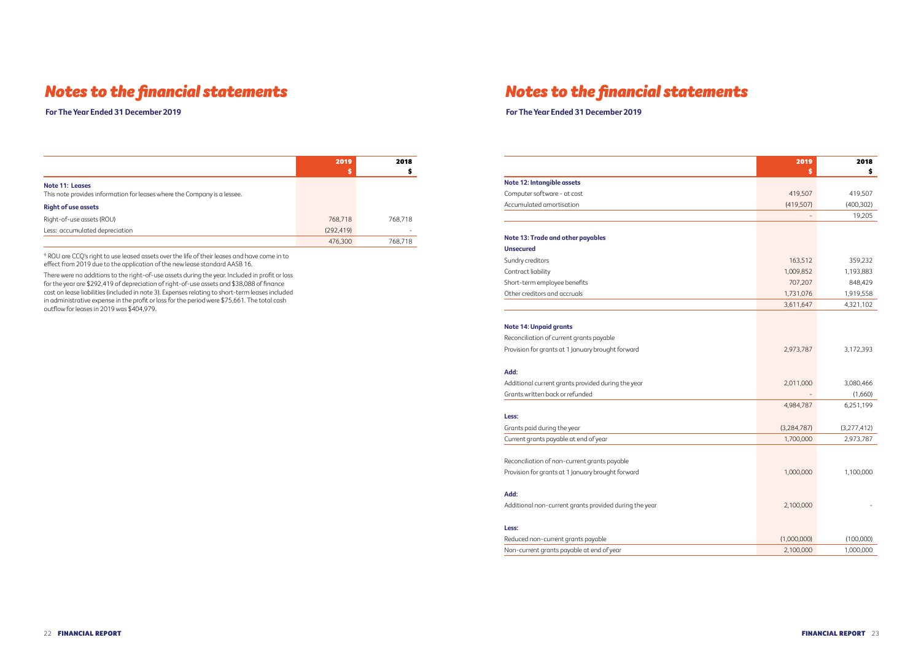# Notes to the financial statements

**For The Year Ended 31 December 2019**

| | 2019 $ | 2018 $ |
|---|---|---|
| **Note 11: Leases** | | |
| This note provides information for leases where the Company is a lessee. | | |
| **Right of use assets** | | |
| Right-of-use assets (ROU) | 768,718 | 768,718 |
| Less: accumulated depreciation | (292,419) | - |
| | 476,300 | 768,718 |

* ROU are CCQ's right to use leased assets over the life of their leases and have come in to effect from 2019 due to the application of the new lease standard AASB 16.

There were no additions to the right-of-use assets during the year. Included in profit or loss for the year are $292,419 of depreciation of right-of-use assets and $38,088 of finance cost on lease liabilities (included in note 3). Expenses relating to short-term leases included in administrative expense in the profit or loss for the period were $75,661. The total cash outflow for leases in 2019 was $404,979.

# Notes to the financial statements

**For The Year Ended 31 December 2019**

| | 2019 $ | 2018 $ |
|---|---|---|
| **Note 12: Intangible assets** | | |
| Computer software - at cost | 419,507 | 419,507 |
| Accumulated amortisation | (419,507) | (400,302) |
| | - | 19,205 |
| | | |
| **Note 13: Trade and other payables** | | |
| **Unsecured** | | |
| Sundry creditors | 163,512 | 359,232 |
| Contract liability | 1,009,852 | 1,193,883 |
| Short-term employee benefits | 707,207 | 848,429 |
| Other creditors and accruals | 1,731,076 | 1,919,558 |
| | 3,611,647 | 4,321,102 |
| | | |
| **Note 14: Unpaid grants** | | |
| Reconciliation of current grants payable | | |
| Provision for grants at 1 January brought forward | 2,973,787 | 3,172,393 |
| **Add:** | | |
| Additional current grants provided during the year | 2,011,000 | 3,080,466 |
| Grants written back or refunded | - | (1,660) |
| | 4,984,787 | 6,251,199 |
| **Less:** | | |
| Grants paid during the year | (3,284,787) | (3,277,412) |
| Current grants payable at end of year | 1,700,000 | 2,973,787 |
| | | |
| Reconciliation of non-current grants payable | | |
| Provision for grants at 1 January brought forward | 1,000,000 | 1,100,000 |
| **Add:** | | |
| Additional non-current grants provided during the year | 2,100,000 | - |
| **Less:** | | |
| Reduced non-current grants payable | (1,000,000) | (100,000) |
| Non-current grants payable at end of year | 2,100,000 | 1,000,000 |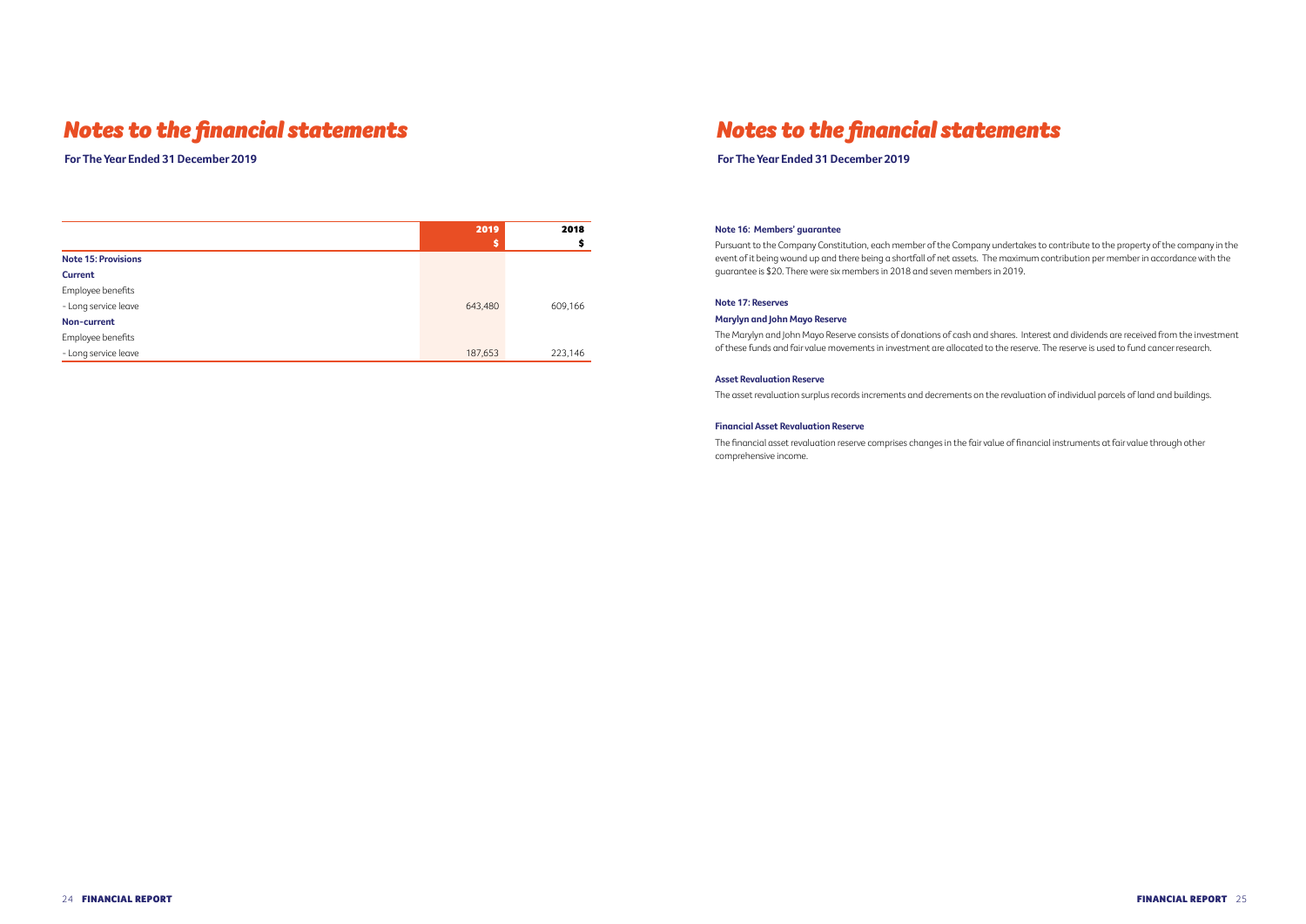# Notes to the financial statements

**For The Year Ended 31 December 2019**

| | 2019<br>$ | 2018<br>$ |
|---|---|---|
| **Note 15: Provisions** | | |
| **Current** | | |
| Employee benefits | | |
| - Long service leave | 643,480 | 609,166 |
| **Non-current** | | |
| Employee benefits | | |
| - Long service leave | 187,653 | 223,146 |

# Notes to the financial statements

**For The Year Ended 31 December 2019**

**Note 16: Members' guarantee**

Pursuant to the Company Constitution, each member of the Company undertakes to contribute to the property of the company in the event of it being wound up and there being a shortfall of net assets. The maximum contribution per member in accordance with the guarantee is $20. There were six members in 2018 and seven members in 2019.

**Note 17: Reserves**

**Marylyn and John Mayo Reserve**

The Marylyn and John Mayo Reserve consists of donations of cash and shares. Interest and dividends are received from the investment of these funds and fair value movements in investment are allocated to the reserve. The reserve is used to fund cancer research.

**Asset Revaluation Reserve**

The asset revaluation surplus records increments and decrements on the revaluation of individual parcels of land and buildings.

**Financial Asset Revaluation Reserve**

The financial asset revaluation reserve comprises changes in the fair value of financial instruments at fair value through other comprehensive income.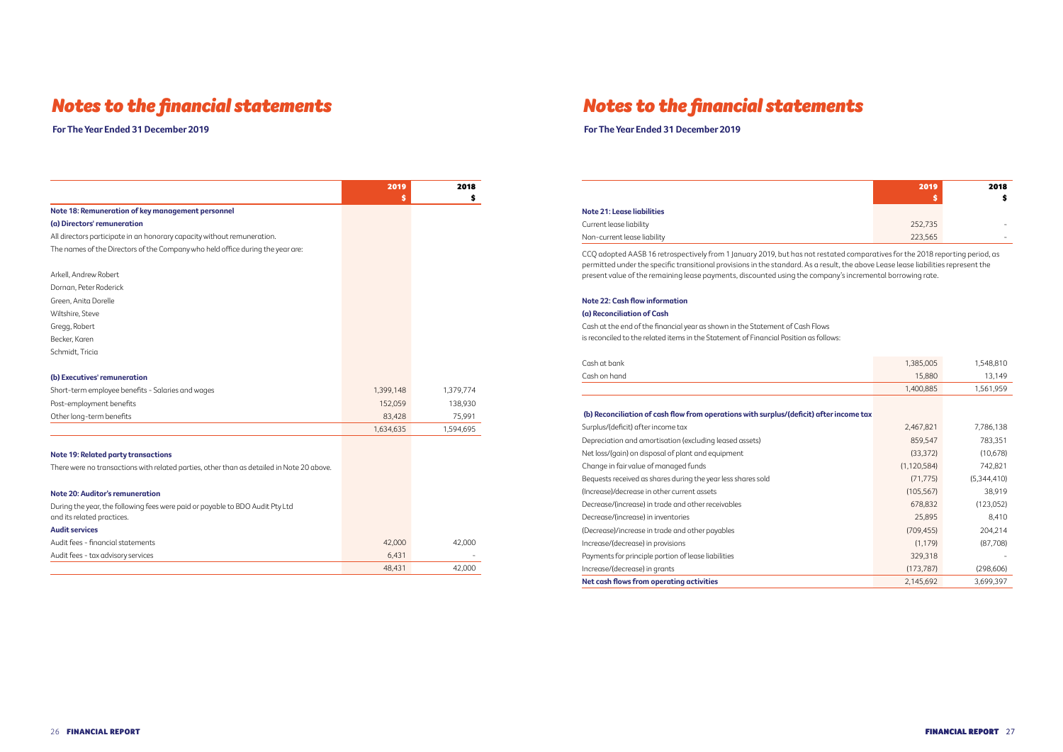# Notes to the financial statements

**For The Year Ended 31 December 2019**

| | 2019<br>$ | 2018<br>$ |
|---|---|---|
| **Note 18: Remuneration of key management personnel** | | |
| **(a) Directors' remuneration** | | |
| All directors participate in an honorary capacity without remuneration. | | |
| The names of the Directors of the Company who held office during the year are: | | |
| Arkell, Andrew Robert | | |
| Dornan, Peter Roderick | | |
| Green, Anita Dorelle | | |
| Wiltshire, Steve | | |
| Gregg, Robert | | |
| Becker, Karen | | |
| Schmidt, Tricia | | |
| **(b) Executives' remuneration** | | |
| Short-term employee benefits - Salaries and wages | 1,399,148 | 1,379,774 |
| Post-employment benefits | 152,059 | 138,930 |
| Other long-term benefits | 83,428 | 75,991 |
| | 1,634,635 | 1,594,695 |
| **Note 19: Related party transactions** | | |
| There were no transactions with related parties, other than as detailed in Note 20 above. | | |
| **Note 20: Auditor's remuneration** | | |
| During the year, the following fees were paid or payable to BDO Audit Pty Ltd and its related practices. | | |
| **Audit services** | | |
| Audit fees - financial statements | 42,000 | 42,000 |
| Audit fees - tax advisory services | 6,431 | - |
| | 48,431 | 42,000 |

# Notes to the financial statements

**For The Year Ended 31 December 2019**

| | 2019<br>$ | 2018<br>$ |
|---|---|---|
| **Note 21: Lease liabilities** | | |
| Current lease liability | 252,735 | - |
| Non-current lease liability | 223,565 | - |

CCQ adopted AASB 16 retrospectively from 1 January 2019, but has not restated comparatives for the 2018 reporting period, as permitted under the specific transitional provisions in the standard. As a result, the above Lease lease liabilities represent the present value of the remaining lease payments, discounted using the company's incremental borrowing rate.

**Note 22: Cash flow information**

**(a) Reconciliation of Cash**

Cash at the end of the financial year as shown in the Statement of Cash Flows is reconciled to the related items in the Statement of Financial Position as follows:

| | 2019<br>$ | 2018<br>$ |
|---|---|---|
| Cash at bank | 1,385,005 | 1,548,810 |
| Cash on hand | 15,880 | 13,149 |
| | 1,400,885 | 1,561,959 |
| **(b) Reconciliation of cash flow from operations with surplus/(deficit) after income tax** | | |
| Surplus/(deficit) after income tax | 2,467,821 | 7,786,138 |
| Depreciation and amortisation (excluding leased assets) | 859,547 | 783,351 |
| Net loss/(gain) on disposal of plant and equipment | (33,372) | (10,678) |
| Change in fair value of managed funds | (1,120,584) | 742,821 |
| Bequests received as shares during the year less shares sold | (71,775) | (5,344,410) |
| (Increase)/decrease in other current assets | (105,567) | 38,919 |
| Decrease/(increase) in trade and other receivables | 678,832 | (123,052) |
| Decrease/(increase) in inventories | 25,895 | 8,410 |
| (Decrease)/increase in trade and other payables | (709,455) | 204,214 |
| Increase/(decrease) in provisions | (1,179) | (87,708) |
| Payments for principle portion of lease liabilities | 329,318 | - |
| Increase/(decrease) in grants | (173,787) | (298,606) |
| **Net cash flows from operating activities** | 2,145,692 | 3,699,397 |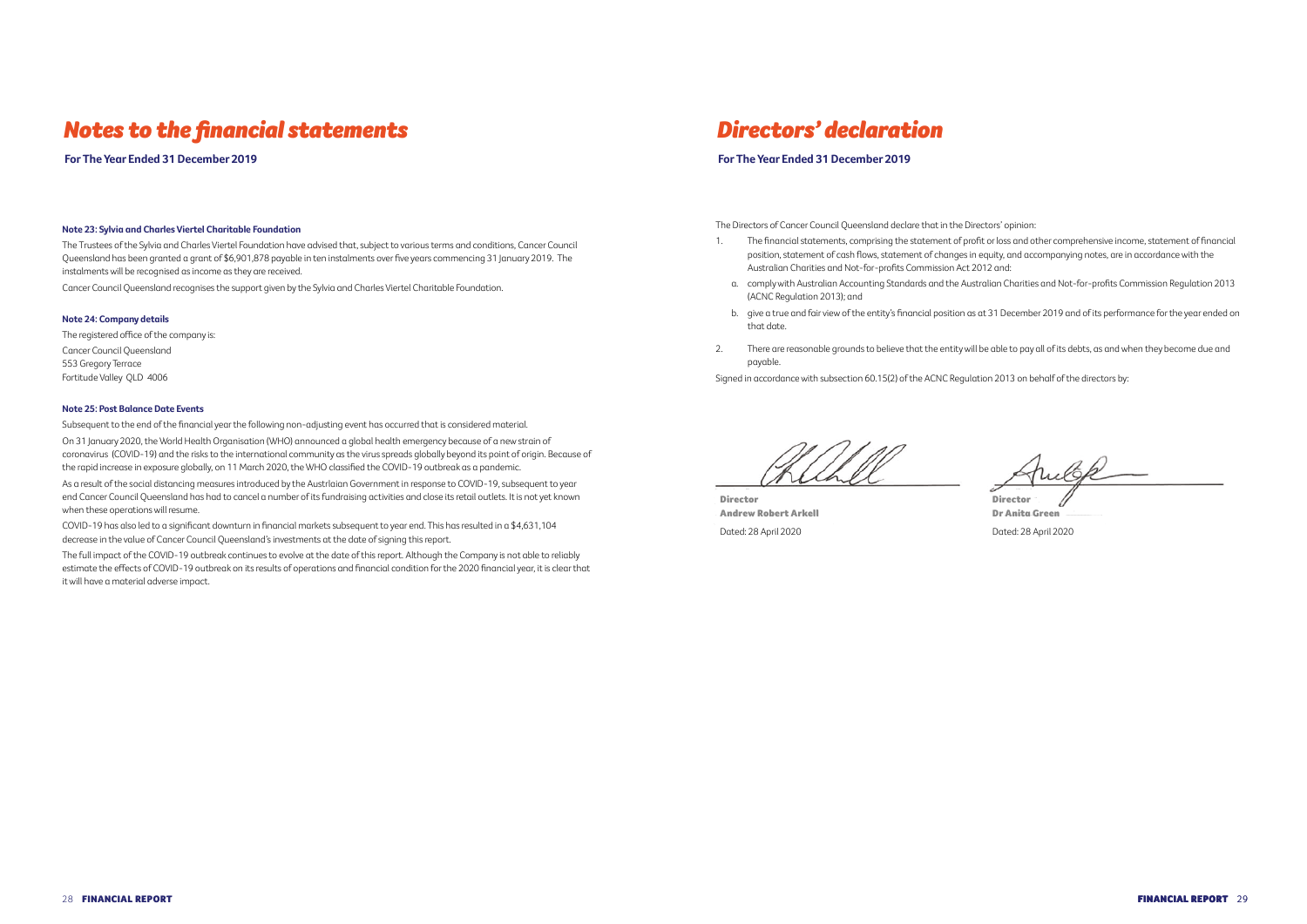# Notes to the financial statements

**For The Year Ended 31 December 2019**

### Note 23: Sylvia and Charles Viertel Charitable Foundation

The Trustees of the Sylvia and Charles Viertel Foundation have advised that, subject to various terms and conditions, Cancer Council Queensland has been granted a grant of $6,901,878 payable in ten instalments over five years commencing 31 January 2019. The instalments will be recognised as income as they are received.

Cancer Council Queensland recognises the support given by the Sylvia and Charles Viertel Charitable Foundation.

### Note 24: Company details

The registered office of the company is:

Cancer Council Queensland
553 Gregory Terrace
Fortitude Valley QLD 4006

### Note 25: Post Balance Date Events

Subsequent to the end of the financial year the following non-adjusting event has occurred that is considered material.

On 31 January 2020, the World Health Organisation (WHO) announced a global health emergency because of a new strain of coronavirus (COVID-19) and the risks to the international community as the virus spreads globally beyond its point of origin. Because of the rapid increase in exposure globally, on 11 March 2020, the WHO classified the COVID-19 outbreak as a pandemic.

As a result of the social distancing measures introduced by the Austrlaian Government in response to COVID-19, subsequent to year end Cancer Council Queensland has had to cancel a number of its fundraising activities and close its retail outlets. It is not yet known when these operations will resume.

COVID-19 has also led to a significant downturn in financial markets subsequent to year end. This has resulted in a $4,631,104 decrease in the value of Cancer Council Queensland's investments at the date of signing this report.

The full impact of the COVID-19 outbreak continues to evolve at the date of this report. Although the Company is not able to reliably estimate the effects of COVID-19 outbreak on its results of operations and financial condition for the 2020 financial year, it is clear that it will have a material adverse impact.

# Directors' declaration

**For The Year Ended 31 December 2019**

The Directors of Cancer Council Queensland declare that in the Directors' opinion:

1. The financial statements, comprising the statement of profit or loss and other comprehensive income, statement of financial position, statement of cash flows, statement of changes in equity, and accompanying notes, are in accordance with the Australian Charities and Not-for-profits Commission Act 2012 and:
   a. comply with Australian Accounting Standards and the Australian Charities and Not-for-profits Commission Regulation 2013 (ACNC Regulation 2013); and
   b. give a true and fair view of the entity's financial position as at 31 December 2019 and of its performance for the year ended on that date.
2. There are reasonable grounds to believe that the entity will be able to pay all of its debts, as and when they become due and payable.

Signed in accordance with subsection 60.15(2) of the ACNC Regulation 2013 on behalf of the directors by:

**Director**
**Andrew Robert Arkell**
Dated: 28 April 2020

**Director**
**Dr Anita Green**
Dated: 28 April 2020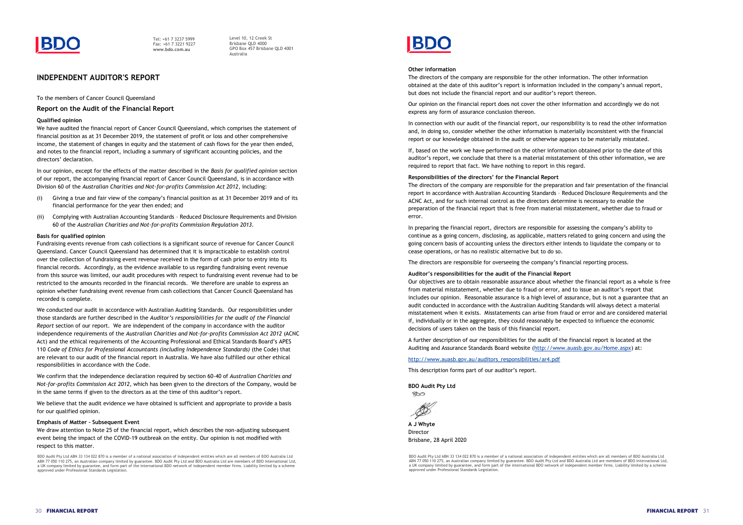Tel: +61 7 3237 5999
Fax: +61 7 3221 9227
**www.bdo.com.au**

Level 10, 12 Creek St
Brisbane QLD 4000
GPO Box 457 Brisbane QLD 4001
Australia

## INDEPENDENT AUDITOR'S REPORT

To the members of Cancer Council Queensland

### Report on the Audit of the Financial Report

#### Qualified opinion

We have audited the financial report of Cancer Council Queensland, which comprises the statement of financial position as at 31 December 2019, the statement of profit or loss and other comprehensive income, the statement of changes in equity and the statement of cash flows for the year then ended, and notes to the financial report, including a summary of significant accounting policies, and the directors' declaration.

In our opinion, except for the effects of the matter described in the *Basis for qualified opinion* section of our report, the accompanying financial report of Cancer Council Queensland, is in accordance with Division 60 of the *Australian Charities and Not-for-profits Commission Act 2012*, including:

(i) Giving a true and fair view of the company's financial position as at 31 December 2019 and of its financial performance for the year then ended; and

(ii) Complying with Australian Accounting Standards – Reduced Disclosure Requirements and Division 60 of the *Australian Charities and Not-for-profits Commission Regulation 2013*.

#### Basis for qualified opinion

Fundraising events revenue from cash collections is a significant source of revenue for Cancer Council Queensland. Cancer Council Queensland has determined that it is impracticable to establish control over the collection of fundraising event revenue received in the form of cash prior to entry into its financial records. Accordingly, as the evidence available to us regarding fundraising event revenue from this source was limited, our audit procedures with respect to fundraising event revenue had to be restricted to the amounts recorded in the financial records. We therefore are unable to express an opinion whether fundraising event revenue from cash collections that Cancer Council Queensland has recorded is complete.

We conducted our audit in accordance with Australian Auditing Standards. Our responsibilities under those standards are further described in the *Auditor's responsibilities for the audit of the Financial Report* section of our report. We are independent of the company in accordance with the auditor independence requirements of the *Australian Charities and Not-for-profits Commission Act 2012* (ACNC Act) and the ethical requirements of the Accounting Professional and Ethical Standards Board's APES 110 *Code of Ethics for Professional Accountants (including Independence Standards)* (the Code) that are relevant to our audit of the financial report in Australia. We have also fulfilled our other ethical responsibilities in accordance with the Code.

We confirm that the independence declaration required by section 60-40 of *Australian Charities and Not-for-profits Commission Act 2012*, which has been given to the directors of the Company, would be in the same terms if given to the directors as at the time of this auditor's report.

We believe that the audit evidence we have obtained is sufficient and appropriate to provide a basis for our qualified opinion.

#### Emphasis of Matter – Subsequent Event

We draw attention to Note 25 of the financial report, which describes the non-adjusting subsequent event being the impact of the COVID-19 outbreak on the entity. Our opinion is not modified with respect to this matter.

BDO Audit Pty Ltd ABN 33 134 022 870 is a member of a national association of independent entities which are all members of BDO Australia Ltd ABN 77 050 110 275, an Australian company limited by guarantee. BDO Audit Pty Ltd and BDO Australia Ltd are members of BDO International Ltd, a UK company limited by guarantee, and form part of the international BDO network of independent member firms. Liability limited by a scheme approved under Professional Standards Legislation.

#### Other information

The directors of the company are responsible for the other information. The other information obtained at the date of this auditor's report is information included in the company's annual report, but does not include the financial report and our auditor's report thereon.

Our opinion on the financial report does not cover the other information and accordingly we do not express any form of assurance conclusion thereon.

In connection with our audit of the financial report, our responsibility is to read the other information and, in doing so, consider whether the other information is materially inconsistent with the financial report or our knowledge obtained in the audit or otherwise appears to be materially misstated.

If, based on the work we have performed on the other information obtained prior to the date of this auditor's report, we conclude that there is a material misstatement of this other information, we are required to report that fact. We have nothing to report in this regard.

#### Responsibilities of the directors' for the Financial Report

The directors of the company are responsible for the preparation and fair presentation of the financial report in accordance with Australian Accounting Standards – Reduced Disclosure Requirements and the ACNC Act, and for such internal control as the directors determine is necessary to enable the preparation of the financial report that is free from material misstatement, whether due to fraud or error.

In preparing the financial report, directors are responsible for assessing the company's ability to continue as a going concern, disclosing, as applicable, matters related to going concern and using the going concern basis of accounting unless the directors either intends to liquidate the company or to cease operations, or has no realistic alternative but to do so.

The directors are responsible for overseeing the company's financial reporting process.

#### Auditor's responsibilities for the audit of the Financial Report

Our objectives are to obtain reasonable assurance about whether the financial report as a whole is free from material misstatement, whether due to fraud or error, and to issue an auditor's report that includes our opinion. Reasonable assurance is a high level of assurance, but is not a guarantee that an audit conducted in accordance with the Australian Auditing Standards will always detect a material misstatement when it exists. Misstatements can arise from fraud or error and are considered material if, individually or in the aggregate, they could reasonably be expected to influence the economic decisions of users taken on the basis of this financial report.

A further description of our responsibilities for the audit of the financial report is located at the Auditing and Assurance Standards Board website (http://www.auasb.gov.au/Home.aspx) at:

http://www.auasb.gov.au/auditors_responsibilities/ar4.pdf

This description forms part of our auditor's report.

**BDO Audit Pty Ltd**

**A J Whyte**
Director
Brisbane, 28 April 2020

BDO Audit Pty Ltd ABN 33 134 022 870 is a member of a national association of independent entities which are all members of BDO Australia Ltd ABN 77 050 110 275, an Australian company limited by guarantee. BDO Audit Pty Ltd and BDO Australia Ltd are members of BDO International Ltd, a UK company limited by guarantee, and form part of the international BDO network of independent member firms. Liability limited by a scheme approved under Professional Standards Legislation.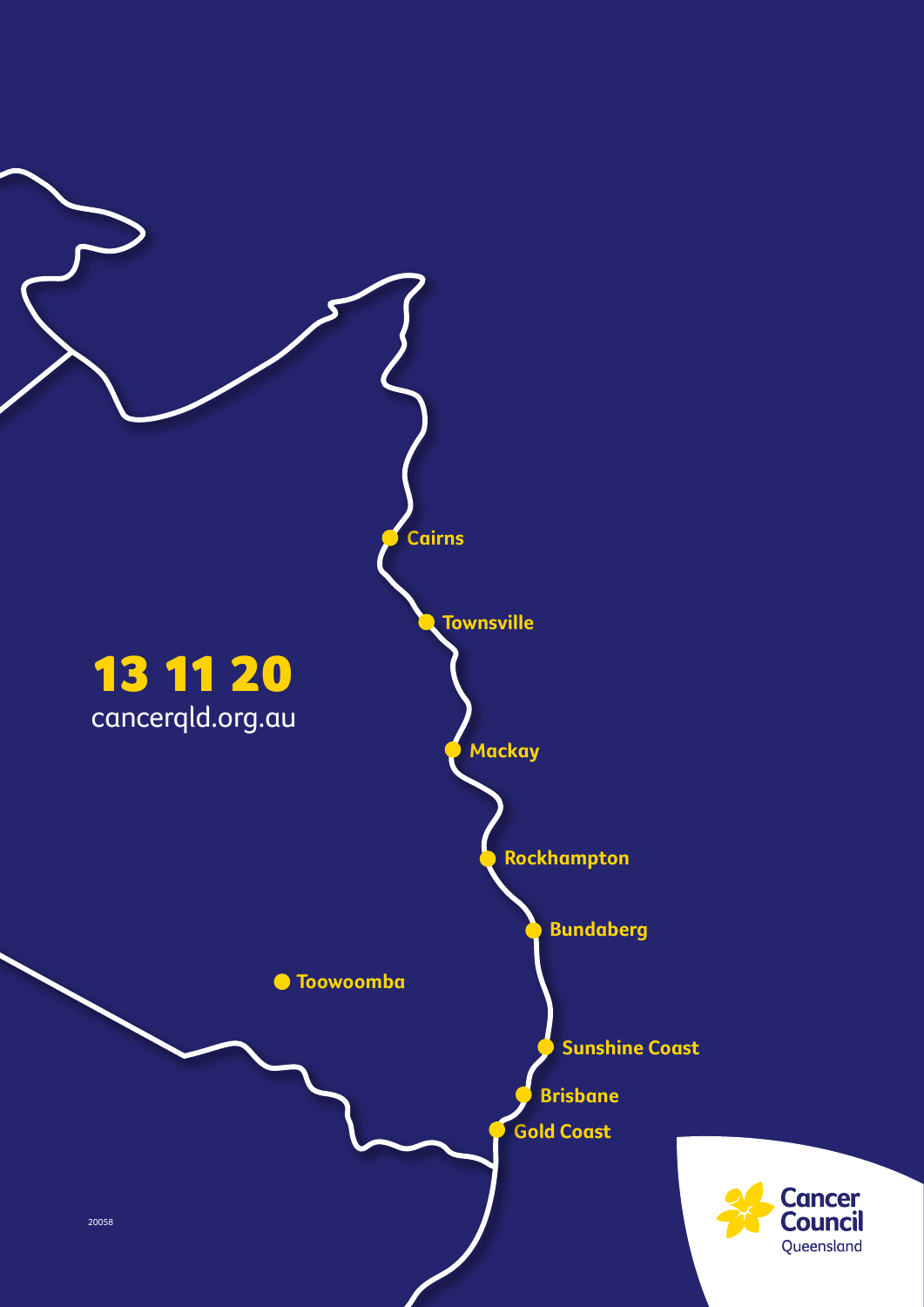**13 11 20**

cancerqld.org.au

Cairns

Townsville

Mackay

Rockhampton

Bundaberg

Toowoomba

Sunshine Coast

Brisbane

Gold Coast

Cancer Council Queensland

20058